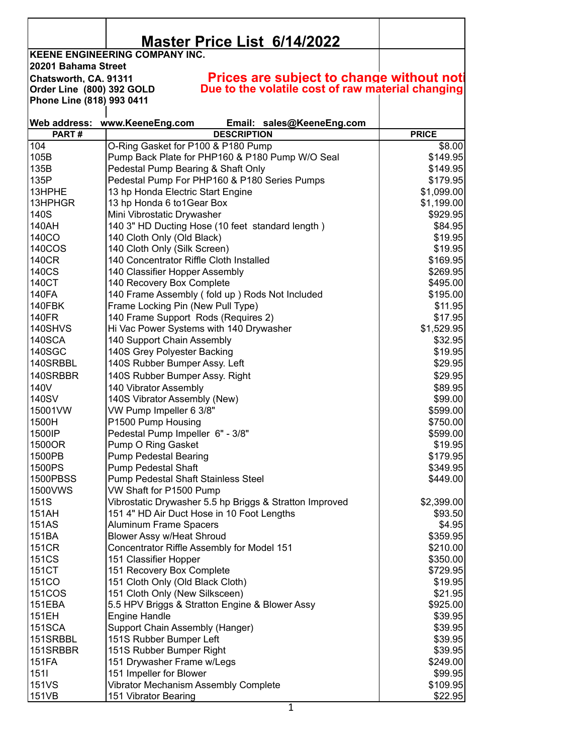# Master Price List 6/14/2022

**KEENE ENGINEERING COMPANY INC.**
**20201 Bahama Street**
**Chatsworth, CA. 91311**
**Order Line (800) 392 GOLD**
**Phone Line (818) 993 0411**

**Prices are subject to change without noti**
**Due to the volatile cost of raw material changing**

**Web address: www.KeeneEng.com Email: sales@KeeneEng.com**

| PART # | DESCRIPTION | PRICE |
|---|---|---|
| 104 | O-Ring Gasket for P100 & P180 Pump | $8.00 |
| 105B | Pump Back Plate for PHP160 & P180 Pump W/O Seal | $149.95 |
| 135B | Pedestal Pump Bearing & Shaft Only | $149.95 |
| 135P | Pedestal Pump For PHP160 & P180 Series Pumps | $179.95 |
| 13HPHE | 13 hp Honda Electric Start Engine | $1,099.00 |
| 13HPHGR | 13 hp Honda 6 to1Gear Box | $1,199.00 |
| 140S | Mini Vibrostatic Drywasher | $929.95 |
| 140AH | 140 3" HD Ducting Hose (10 feet standard length ) | $84.95 |
| 140CO | 140 Cloth Only (Old Black) | $19.95 |
| 140COS | 140 Cloth Only (Silk Screen) | $19.95 |
| 140CR | 140 Concentrator Riffle Cloth Installed | $169.95 |
| 140CS | 140 Classifier Hopper Assembly | $269.95 |
| 140CT | 140 Recovery Box Complete | $495.00 |
| 140FA | 140 Frame Assembly ( fold up ) Rods Not Included | $195.00 |
| 140FBK | Frame Locking Pin (New Pull Type) | $11.95 |
| 140FR | 140 Frame Support Rods (Requires 2) | $17.95 |
| 140SHVS | Hi Vac Power Systems with 140 Drywasher | $1,529.95 |
| 140SCA | 140 Support Chain Assembly | $32.95 |
| 140SGC | 140S Grey Polyester Backing | $19.95 |
| 140SRBBL | 140S Rubber Bumper Assy. Left | $29.95 |
| 140SRBBR | 140S Rubber Bumper Assy. Right | $29.95 |
| 140V | 140 Vibrator Assembly | $89.95 |
| 140SV | 140S Vibrator Assembly (New) | $99.00 |
| 15001VW | VW Pump Impeller 6 3/8" | $599.00 |
| 1500H | P1500 Pump Housing | $750.00 |
| 1500IP | Pedestal Pump Impeller 6" - 3/8" | $599.00 |
| 1500OR | Pump O Ring Gasket | $19.95 |
| 1500PB | Pump Pedestal Bearing | $179.95 |
| 1500PS | Pump Pedestal Shaft | $349.95 |
| 1500PBSS | Pump Pedestal Shaft Stainless Steel | $449.00 |
| 1500VWS | VW Shaft for P1500 Pump | |
| 151S | Vibrostatic Drywasher 5.5 hp Briggs & Stratton Improved | $2,399.00 |
| 151AH | 151 4" HD Air Duct Hose in 10 Foot Lengths | $93.50 |
| 151AS | Aluminum Frame Spacers | $4.95 |
| 151BA | Blower Assy w/Heat Shroud | $359.95 |
| 151CR | Concentrator Riffle Assembly for Model 151 | $210.00 |
| 151CS | 151 Classifier Hopper | $350.00 |
| 151CT | 151 Recovery Box Complete | $729.95 |
| 151CO | 151 Cloth Only (Old Black Cloth) | $19.95 |
| 151COS | 151 Cloth Only (New Silksceen) | $21.95 |
| 151EBA | 5.5 HPV Briggs & Stratton Engine & Blower Assy | $925.00 |
| 151EH | Engine Handle | $39.95 |
| 151SCA | Support Chain Assembly (Hanger) | $39.95 |
| 151SRBBL | 151S Rubber Bumper Left | $39.95 |
| 151SRBBR | 151S Rubber Bumper Right | $39.95 |
| 151FA | 151 Drywasher Frame w/Legs | $249.00 |
| 151I | 151 Impeller for Blower | $99.95 |
| 151VS | Vibrator Mechanism Assembly Complete | $109.95 |
| 151VB | 151 Vibrator Bearing | $22.95 |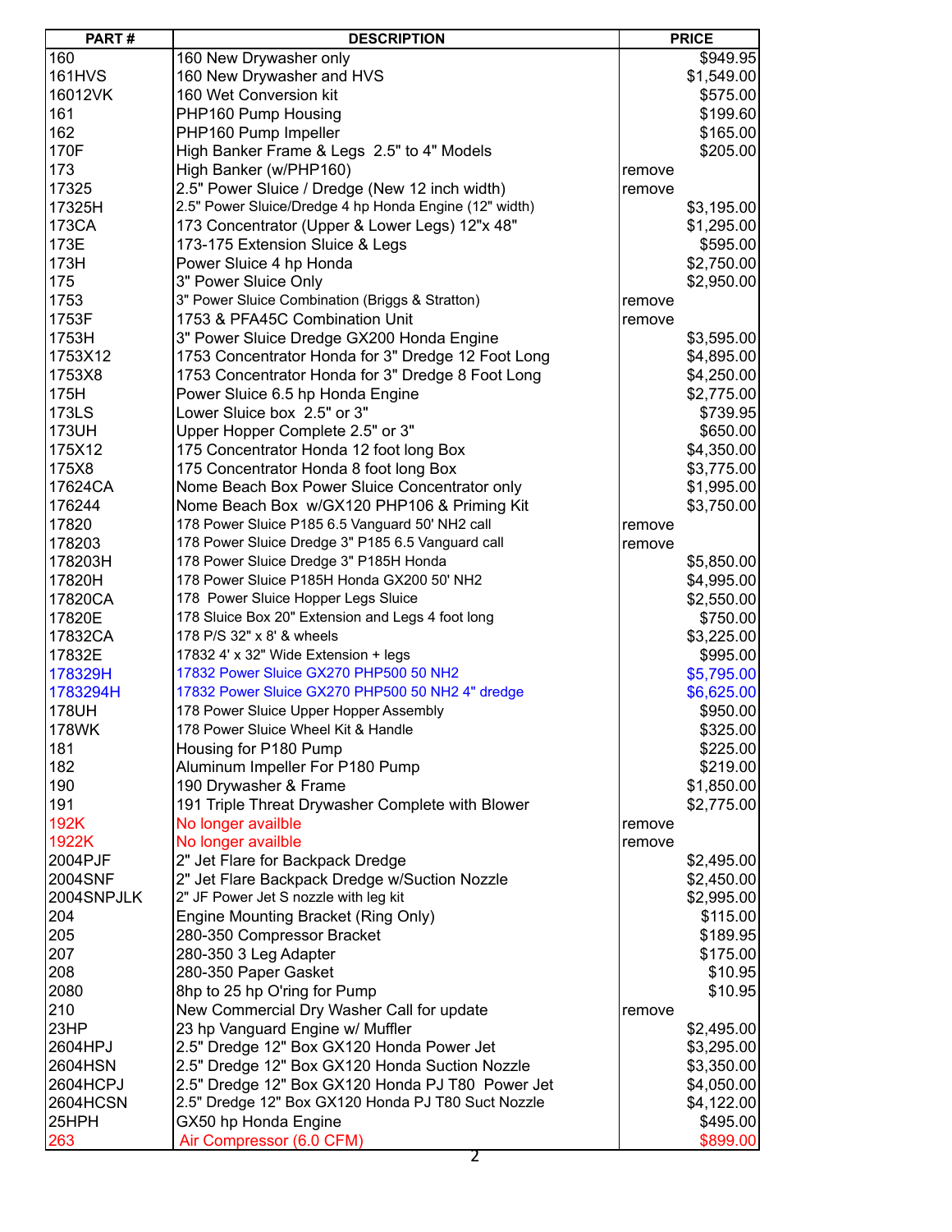| PART # | DESCRIPTION | PRICE |
|---|---|---|
| 160 | 160 New Drywasher only | $949.95 |
| 161HVS | 160 New Drywasher and HVS | $1,549.00 |
| 16012VK | 160 Wet Conversion kit | $575.00 |
| 161 | PHP160 Pump Housing | $199.60 |
| 162 | PHP160 Pump Impeller | $165.00 |
| 170F | High Banker Frame & Legs 2.5" to 4" Models | $205.00 |
| 173 | High Banker (w/PHP160) | remove |
| 17325 | 2.5" Power Sluice / Dredge (New 12 inch width) | remove |
| 17325H | 2.5" Power Sluice/Dredge 4 hp Honda Engine (12" width) | $3,195.00 |
| 173CA | 173 Concentrator (Upper & Lower Legs) 12"x 48" | $1,295.00 |
| 173E | 173-175 Extension Sluice & Legs | $595.00 |
| 173H | Power Sluice 4 hp Honda | $2,750.00 |
| 175 | 3" Power Sluice Only | $2,950.00 |
| 1753 | 3" Power Sluice Combination (Briggs & Stratton) | remove |
| 1753F | 1753 & PFA45C Combination Unit | remove |
| 1753H | 3" Power Sluice Dredge GX200 Honda Engine | $3,595.00 |
| 1753X12 | 1753 Concentrator Honda for 3" Dredge 12 Foot Long | $4,895.00 |
| 1753X8 | 1753 Concentrator Honda for 3" Dredge 8 Foot Long | $4,250.00 |
| 175H | Power Sluice 6.5 hp Honda Engine | $2,775.00 |
| 173LS | Lower Sluice box 2.5" or 3" | $739.95 |
| 173UH | Upper Hopper Complete 2.5" or 3" | $650.00 |
| 175X12 | 175 Concentrator Honda 12 foot long Box | $4,350.00 |
| 175X8 | 175 Concentrator Honda 8 foot long Box | $3,775.00 |
| 17624CA | Nome Beach Box Power Sluice Concentrator only | $1,995.00 |
| 176244 | Nome Beach Box w/GX120 PHP106 & Priming Kit | $3,750.00 |
| 17820 | 178 Power Sluice P185 6.5 Vanguard 50' NH2 call | remove |
| 178203 | 178 Power Sluice Dredge 3" P185 6.5 Vanguard call | remove |
| 178203H | 178 Power Sluice Dredge 3" P185H Honda | $5,850.00 |
| 17820H | 178 Power Sluice P185H Honda GX200 50' NH2 | $4,995.00 |
| 17820CA | 178 Power Sluice Hopper Legs Sluice | $2,550.00 |
| 17820E | 178 Sluice Box 20" Extension and Legs 4 foot long | $750.00 |
| 17832CA | 178 P/S 32" x 8' & wheels | $3,225.00 |
| 17832E | 17832 4' x 32" Wide Extension + legs | $995.00 |
| 178329H | 17832 Power Sluice GX270 PHP500 50 NH2 | $5,795.00 |
| 1783294H | 17832 Power Sluice GX270 PHP500 50 NH2 4" dredge | $6,625.00 |
| 178UH | 178 Power Sluice Upper Hopper Assembly | $950.00 |
| 178WK | 178 Power Sluice Wheel Kit & Handle | $325.00 |
| 181 | Housing for P180 Pump | $225.00 |
| 182 | Aluminum Impeller For P180 Pump | $219.00 |
| 190 | 190 Drywasher & Frame | $1,850.00 |
| 191 | 191 Triple Threat Drywasher Complete with Blower | $2,775.00 |
| 192K | No longer availble | remove |
| 1922K | No longer availble | remove |
| 2004PJF | 2" Jet Flare for Backpack Dredge | $2,495.00 |
| 2004SNF | 2" Jet Flare Backpack Dredge w/Suction Nozzle | $2,450.00 |
| 2004SNPJLK | 2" JF Power Jet S nozzle with leg kit | $2,995.00 |
| 204 | Engine Mounting Bracket (Ring Only) | $115.00 |
| 205 | 280-350 Compressor Bracket | $189.95 |
| 207 | 280-350 3 Leg Adapter | $175.00 |
| 208 | 280-350 Paper Gasket | $10.95 |
| 2080 | 8hp to 25 hp O'ring for Pump | $10.95 |
| 210 | New Commercial Dry Washer Call for update | remove |
| 23HP | 23 hp Vanguard Engine w/ Muffler | $2,495.00 |
| 2604HPJ | 2.5" Dredge 12" Box GX120 Honda Power Jet | $3,295.00 |
| 2604HSN | 2.5" Dredge 12" Box GX120 Honda Suction Nozzle | $3,350.00 |
| 2604HCPJ | 2.5" Dredge 12" Box GX120 Honda PJ T80 Power Jet | $4,050.00 |
| 2604HCSN | 2.5" Dredge 12" Box GX120 Honda PJ T80 Suct Nozzle | $4,122.00 |
| 25HPH | GX50 hp Honda Engine | $495.00 |
| 263 | Air Compressor (6.0 CFM) | $899.00 |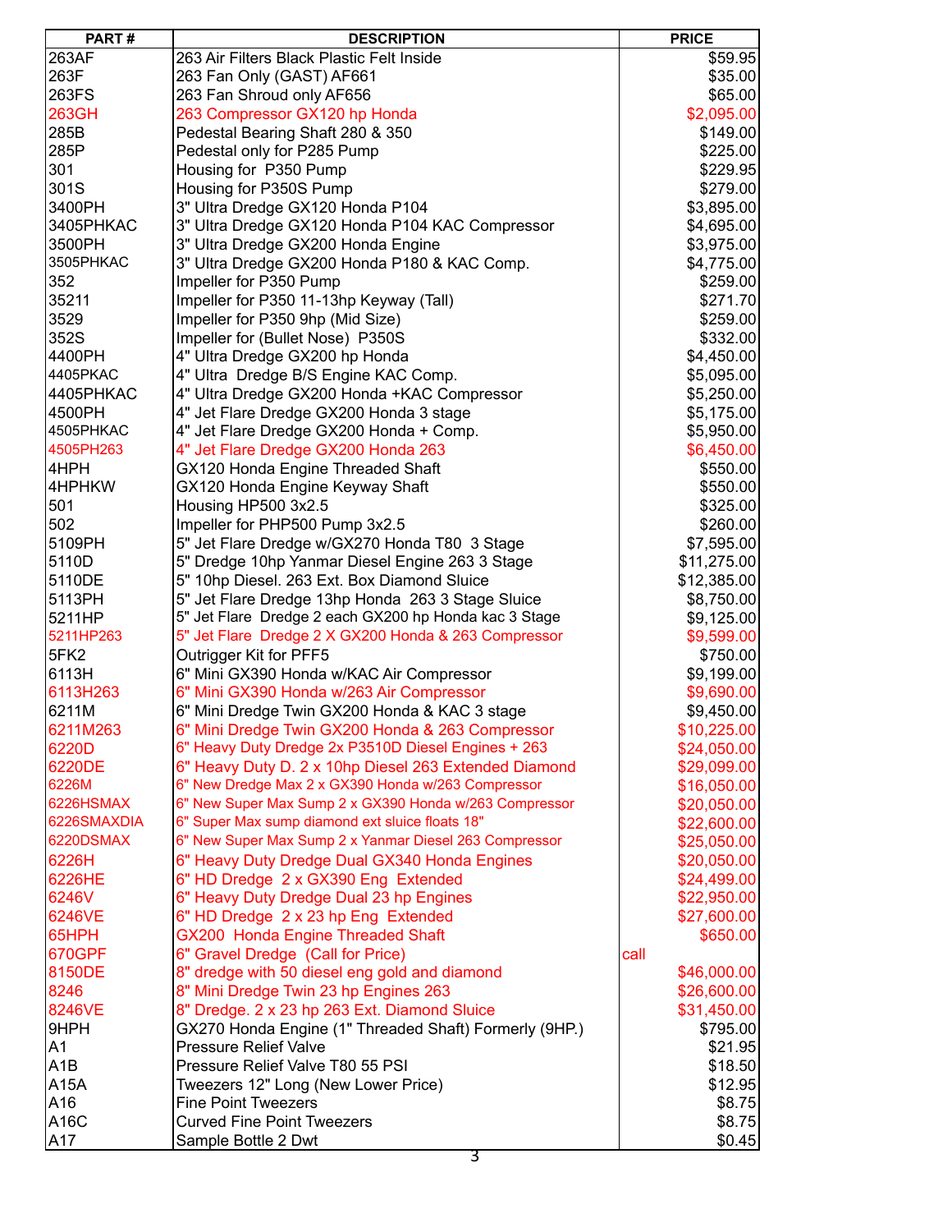| PART # | DESCRIPTION | PRICE |
|---|---|---|
| 263AF | 263 Air Filters Black Plastic Felt Inside | $59.95 |
| 263F | 263 Fan Only (GAST) AF661 | $35.00 |
| 263FS | 263 Fan Shroud only AF656 | $65.00 |
| 263GH | 263 Compressor GX120 hp Honda | $2,095.00 |
| 285B | Pedestal Bearing Shaft 280 & 350 | $149.00 |
| 285P | Pedestal only for P285 Pump | $225.00 |
| 301 | Housing for P350 Pump | $229.95 |
| 301S | Housing for P350S Pump | $279.00 |
| 3400PH | 3" Ultra Dredge GX120 Honda P104 | $3,895.00 |
| 3405PHKAC | 3" Ultra Dredge GX120 Honda P104 KAC Compressor | $4,695.00 |
| 3500PH | 3" Ultra Dredge GX200 Honda Engine | $3,975.00 |
| 3505PHKAC | 3" Ultra Dredge GX200 Honda P180 & KAC Comp. | $4,775.00 |
| 352 | Impeller for P350 Pump | $259.00 |
| 35211 | Impeller for P350 11-13hp Keyway (Tall) | $271.70 |
| 3529 | Impeller for P350 9hp (Mid Size) | $259.00 |
| 352S | Impeller for (Bullet Nose) P350S | $332.00 |
| 4400PH | 4" Ultra Dredge GX200 hp Honda | $4,450.00 |
| 4405PKAC | 4" Ultra Dredge B/S Engine KAC Comp. | $5,095.00 |
| 4405PHKAC | 4" Ultra Dredge GX200 Honda +KAC Compressor | $5,250.00 |
| 4500PH | 4" Jet Flare Dredge GX200 Honda 3 stage | $5,175.00 |
| 4505PHKAC | 4" Jet Flare Dredge GX200 Honda + Comp. | $5,950.00 |
| 4505PH263 | 4" Jet Flare Dredge GX200 Honda 263 | $6,450.00 |
| 4HPH | GX120 Honda Engine Threaded Shaft | $550.00 |
| 4HPHKW | GX120 Honda Engine Keyway Shaft | $550.00 |
| 501 | Housing HP500 3x2.5 | $325.00 |
| 502 | Impeller for PHP500 Pump 3x2.5 | $260.00 |
| 5109PH | 5" Jet Flare Dredge w/GX270 Honda T80 3 Stage | $7,595.00 |
| 5110D | 5" Dredge 10hp Yanmar Diesel Engine 263 3 Stage | $11,275.00 |
| 5110DE | 5" 10hp Diesel. 263 Ext. Box Diamond Sluice | $12,385.00 |
| 5113PH | 5" Jet Flare Dredge 13hp Honda 263 3 Stage Sluice | $8,750.00 |
| 5211HP | 5" Jet Flare Dredge 2 each GX200 hp Honda kac 3 Stage | $9,125.00 |
| 5211HP263 | 5" Jet Flare Dredge 2 X GX200 Honda & 263 Compressor | $9,599.00 |
| 5FK2 | Outrigger Kit for PFF5 | $750.00 |
| 6113H | 6" Mini GX390 Honda w/KAC Air Compressor | $9,199.00 |
| 6113H263 | 6" Mini GX390 Honda w/263 Air Compressor | $9,690.00 |
| 6211M | 6" Mini Dredge Twin GX200 Honda & KAC 3 stage | $9,450.00 |
| 6211M263 | 6" Mini Dredge Twin GX200 Honda & 263 Compressor | $10,225.00 |
| 6220D | 6" Heavy Duty Dredge 2x P3510D Diesel Engines + 263 | $24,050.00 |
| 6220DE | 6" Heavy Duty D. 2 x 10hp Diesel 263 Extended Diamond | $29,099.00 |
| 6226M | 6" New Dredge Max 2 x GX390 Honda w/263 Compressor | $16,050.00 |
| 6226HSMAX | 6" New Super Max Sump 2 x GX390 Honda w/263 Compressor | $20,050.00 |
| 6226SMAXDIA | 6" Super Max sump diamond ext sluice floats 18" | $22,600.00 |
| 6220DSMAX | 6" New Super Max Sump 2 x Yanmar Diesel 263 Compressor | $25,050.00 |
| 6226H | 6" Heavy Duty Dredge Dual GX340 Honda Engines | $20,050.00 |
| 6226HE | 6" HD Dredge 2 x GX390 Eng Extended | $24,499.00 |
| 6246V | 6" Heavy Duty Dredge Dual 23 hp Engines | $22,950.00 |
| 6246VE | 6" HD Dredge 2 x 23 hp Eng Extended | $27,600.00 |
| 65HPH | GX200 Honda Engine Threaded Shaft | $650.00 |
| 670GPF | 6" Gravel Dredge (Call for Price) | call |
| 8150DE | 8" dredge with 50 diesel eng gold and diamond | $46,000.00 |
| 8246 | 8" Mini Dredge Twin 23 hp Engines 263 | $26,600.00 |
| 8246VE | 8" Dredge. 2 x 23 hp 263 Ext. Diamond Sluice | $31,450.00 |
| 9HPH | GX270 Honda Engine (1" Threaded Shaft) Formerly (9HP.) | $795.00 |
| A1 | Pressure Relief Valve | $21.95 |
| A1B | Pressure Relief Valve T80 55 PSI | $18.50 |
| A15A | Tweezers 12" Long (New Lower Price) | $12.95 |
| A16 | Fine Point Tweezers | $8.75 |
| A16C | Curved Fine Point Tweezers | $8.75 |
| A17 | Sample Bottle 2 Dwt | $0.45 |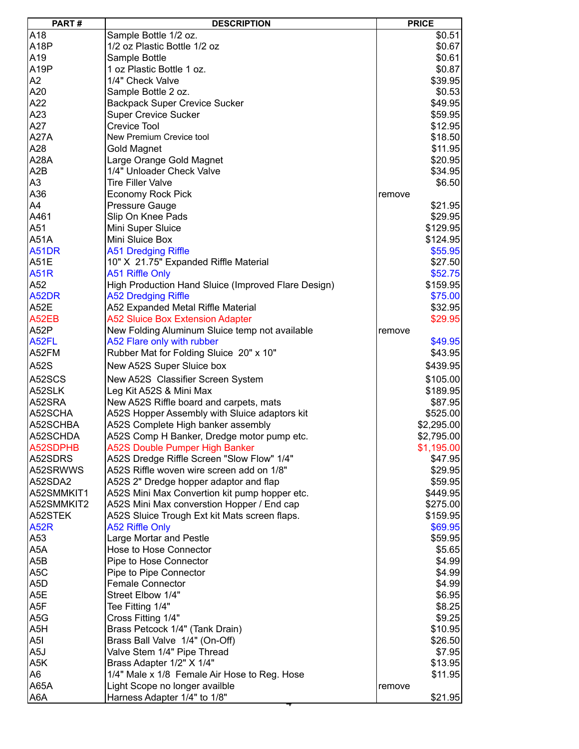| PART # | DESCRIPTION | PRICE |
|---|---|---|
| A18 | Sample Bottle 1/2 oz. | $0.51 |
| A18P | 1/2 oz Plastic Bottle 1/2 oz | $0.67 |
| A19 | Sample Bottle | $0.61 |
| A19P | 1 oz Plastic Bottle 1 oz. | $0.87 |
| A2 | 1/4" Check Valve | $39.95 |
| A20 | Sample Bottle 2 oz. | $0.53 |
| A22 | Backpack Super Crevice Sucker | $49.95 |
| A23 | Super Crevice Sucker | $59.95 |
| A27 | Crevice Tool | $12.95 |
| A27A | New Premium Crevice tool | $18.50 |
| A28 | Gold Magnet | $11.95 |
| A28A | Large Orange Gold Magnet | $20.95 |
| A2B | 1/4" Unloader Check Valve | $34.95 |
| A3 | Tire Filler Valve | $6.50 |
| A36 | Economy Rock Pick | remove |
| A4 | Pressure Gauge | $21.95 |
| A461 | Slip On Knee Pads | $29.95 |
| A51 | Mini Super Sluice | $129.95 |
| A51A | Mini Sluice Box | $124.95 |
| A51DR | A51 Dredging Riffle | $55.95 |
| A51E | 10" X 21.75" Expanded Riffle Material | $27.50 |
| A51R | A51 Riffle Only | $52.75 |
| A52 | High Production Hand Sluice (Improved Flare Design) | $159.95 |
| A52DR | A52 Dredging Riffle | $75.00 |
| A52E | A52 Expanded Metal Riffle Material | $32.95 |
| A52EB | A52 Sluice Box Extension Adapter | $29.95 |
| A52P | New Folding Aluminum Sluice temp not available | remove |
| A52FL | A52 Flare only with rubber | $49.95 |
| A52FM | Rubber Mat for Folding Sluice 20" x 10" | $43.95 |
| A52S | New A52S Super Sluice box | $439.95 |
| A52SCS | New A52S Classifier Screen System | $105.00 |
| A52SLK | Leg Kit A52S & Mini Max | $189.95 |
| A52SRA | New A52S Riffle board and carpets, mats | $87.95 |
| A52SCHA | A52S Hopper Assembly with Sluice adaptors kit | $525.00 |
| A52SCHBA | A52S Complete High banker assembly | $2,295.00 |
| A52SCHDA | A52S Comp H Banker, Dredge motor pump etc. | $2,795.00 |
| A52SDPHB | A52S Double Pumper High Banker | $1,195.00 |
| A52SDRS | A52S Dredge Riffle Screen "Slow Flow" 1/4" | $47.95 |
| A52SRWWS | A52S Riffle woven wire screen add on 1/8" | $29.95 |
| A52SDA2 | A52S 2" Dredge hopper adaptor and flap | $59.95 |
| A52SMMKIT1 | A52S Mini Max Convertion kit pump hopper etc. | $449.95 |
| A52SMMKIT2 | A52S Mini Max converstion Hopper / End cap | $275.00 |
| A52STEK | A52S Sluice Trough Ext kit Mats screen flaps. | $159.95 |
| A52R | A52 Riffle Only | $69.95 |
| A53 | Large Mortar and Pestle | $59.95 |
| A5A | Hose to Hose Connector | $5.65 |
| A5B | Pipe to Hose Connector | $4.99 |
| A5C | Pipe to Pipe Connector | $4.99 |
| A5D | Female Connector | $4.99 |
| A5E | Street Elbow 1/4" | $6.95 |
| A5F | Tee Fitting 1/4" | $8.25 |
| A5G | Cross Fitting 1/4" | $9.25 |
| A5H | Brass Petcock 1/4" (Tank Drain) | $10.95 |
| A5I | Brass Ball Valve 1/4" (On-Off) | $26.50 |
| A5J | Valve Stem 1/4" Pipe Thread | $7.95 |
| A5K | Brass Adapter 1/2" X 1/4" | $13.95 |
| A6 | 1/4" Male x 1/8 Female Air Hose to Reg. Hose | $11.95 |
| A65A | Light Scope no longer availble | remove |
| A6A | Harness Adapter 1/4" to 1/8" | $21.95 |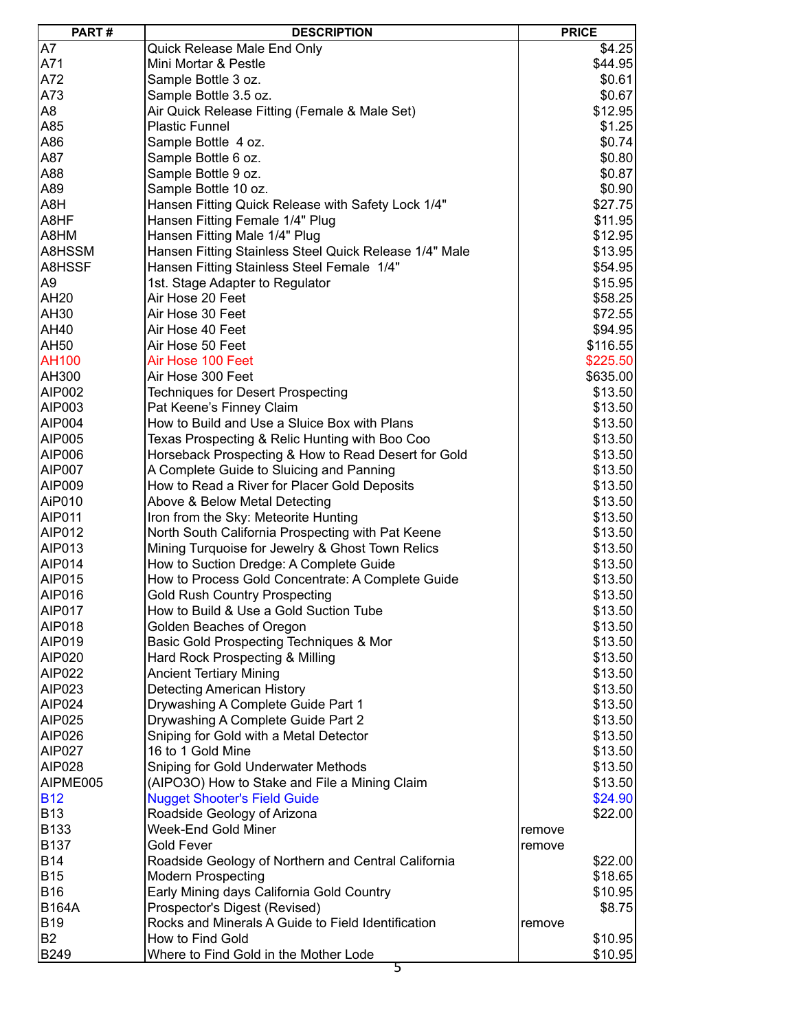| PART # | DESCRIPTION | PRICE |
|---|---|---|
| A7 | Quick Release Male End Only | $4.25 |
| A71 | Mini Mortar & Pestle | $44.95 |
| A72 | Sample Bottle 3 oz. | $0.61 |
| A73 | Sample Bottle 3.5 oz. | $0.67 |
| A8 | Air Quick Release Fitting (Female & Male Set) | $12.95 |
| A85 | Plastic Funnel | $1.25 |
| A86 | Sample Bottle 4 oz. | $0.74 |
| A87 | Sample Bottle 6 oz. | $0.80 |
| A88 | Sample Bottle 9 oz. | $0.87 |
| A89 | Sample Bottle 10 oz. | $0.90 |
| A8H | Hansen Fitting Quick Release with Safety Lock 1/4" | $27.75 |
| A8HF | Hansen Fitting Female 1/4" Plug | $11.95 |
| A8HM | Hansen Fitting Male 1/4" Plug | $12.95 |
| A8HSSM | Hansen Fitting Stainless Steel Quick Release 1/4" Male | $13.95 |
| A8HSSF | Hansen Fitting Stainless Steel Female 1/4" | $54.95 |
| A9 | 1st. Stage Adapter to Regulator | $15.95 |
| AH20 | Air Hose 20 Feet | $58.25 |
| AH30 | Air Hose 30 Feet | $72.55 |
| AH40 | Air Hose 40 Feet | $94.95 |
| AH50 | Air Hose 50 Feet | $116.55 |
| AH100 | Air Hose 100 Feet | $225.50 |
| AH300 | Air Hose 300 Feet | $635.00 |
| AIP002 | Techniques for Desert Prospecting | $13.50 |
| AIP003 | Pat Keene's Finney Claim | $13.50 |
| AIP004 | How to Build and Use a Sluice Box with Plans | $13.50 |
| AIP005 | Texas Prospecting & Relic Hunting with Boo Coo | $13.50 |
| AIP006 | Horseback Prospecting & How to Read Desert for Gold | $13.50 |
| AIP007 | A Complete Guide to Sluicing and Panning | $13.50 |
| AIP009 | How to Read a River for Placer Gold Deposits | $13.50 |
| AiP010 | Above & Below Metal Detecting | $13.50 |
| AIP011 | Iron from the Sky: Meteorite Hunting | $13.50 |
| AIP012 | North South California Prospecting with Pat Keene | $13.50 |
| AIP013 | Mining Turquoise for Jewelry & Ghost Town Relics | $13.50 |
| AIP014 | How to Suction Dredge: A Complete Guide | $13.50 |
| AIP015 | How to Process Gold Concentrate: A Complete Guide | $13.50 |
| AIP016 | Gold Rush Country Prospecting | $13.50 |
| AIP017 | How to Build & Use a Gold Suction Tube | $13.50 |
| AIP018 | Golden Beaches of Oregon | $13.50 |
| AIP019 | Basic Gold Prospecting Techniques & Mor | $13.50 |
| AIP020 | Hard Rock Prospecting & Milling | $13.50 |
| AIP022 | Ancient Tertiary Mining | $13.50 |
| AIP023 | Detecting American History | $13.50 |
| AIP024 | Drywashing A Complete Guide Part 1 | $13.50 |
| AIP025 | Drywashing A Complete Guide Part 2 | $13.50 |
| AIP026 | Sniping for Gold with a Metal Detector | $13.50 |
| AIP027 | 16 to 1 Gold Mine | $13.50 |
| AIP028 | Sniping for Gold Underwater Methods | $13.50 |
| AIPME005 | (AIPO3O) How to Stake and File a Mining Claim | $13.50 |
| B12 | Nugget Shooter's Field Guide | $24.90 |
| B13 | Roadside Geology of Arizona | $22.00 |
| B133 | Week-End Gold Miner | remove |
| B137 | Gold Fever | remove |
| B14 | Roadside Geology of Northern and Central California | $22.00 |
| B15 | Modern Prospecting | $18.65 |
| B16 | Early Mining days California Gold Country | $10.95 |
| B164A | Prospector's Digest (Revised) | $8.75 |
| B19 | Rocks and Minerals A Guide to Field Identification | remove |
| B2 | How to Find Gold | $10.95 |
| B249 | Where to Find Gold in the Mother Lode | $10.95 |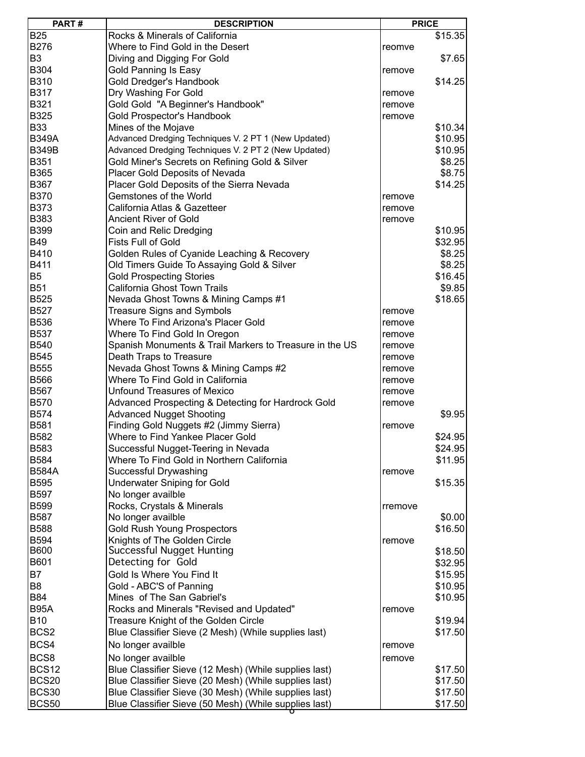| PART # | DESCRIPTION | PRICE | |
|---|---|---|---|
| B25 | Rocks & Minerals of California | | $15.35 |
| B276 | Where to Find Gold in the Desert | reomve | |
| B3 | Diving and Digging For Gold | | $7.65 |
| B304 | Gold Panning Is Easy | remove | |
| B310 | Gold Dredger's Handbook | | $14.25 |
| B317 | Dry Washing For Gold | remove | |
| B321 | Gold Gold "A Beginner's Handbook" | remove | |
| B325 | Gold Prospector's Handbook | remove | |
| B33 | Mines of the Mojave | | $10.34 |
| B349A | Advanced Dredging Techniques V. 2 PT 1 (New Updated) | | $10.95 |
| B349B | Advanced Dredging Techniques V. 2 PT 2 (New Updated) | | $10.95 |
| B351 | Gold Miner's Secrets on Refining Gold & Silver | | $8.25 |
| B365 | Placer Gold Deposits of Nevada | | $8.75 |
| B367 | Placer Gold Deposits of the Sierra Nevada | | $14.25 |
| B370 | Gemstones of the World | remove | |
| B373 | California Atlas & Gazetteer | remove | |
| B383 | Ancient River of Gold | remove | |
| B399 | Coin and Relic Dredging | | $10.95 |
| B49 | Fists Full of Gold | | $32.95 |
| B410 | Golden Rules of Cyanide Leaching & Recovery | | $8.25 |
| B411 | Old Timers Guide To Assaying Gold & Silver | | $8.25 |
| B5 | Gold Prospecting Stories | | $16.45 |
| B51 | California Ghost Town Trails | | $9.85 |
| B525 | Nevada Ghost Towns & Mining Camps #1 | | $18.65 |
| B527 | Treasure Signs and Symbols | remove | |
| B536 | Where To Find Arizona's Placer Gold | remove | |
| B537 | Where To Find Gold In Oregon | remove | |
| B540 | Spanish Monuments & Trail Markers to Treasure in the US | remove | |
| B545 | Death Traps to Treasure | remove | |
| B555 | Nevada Ghost Towns & Mining Camps #2 | remove | |
| B566 | Where To Find Gold in California | remove | |
| B567 | Unfound Treasures of Mexico | remove | |
| B570 | Advanced Prospecting & Detecting for Hardrock Gold | remove | |
| B574 | Advanced Nugget Shooting | | $9.95 |
| B581 | Finding Gold Nuggets #2 (Jimmy Sierra) | remove | |
| B582 | Where to Find Yankee Placer Gold | | $24.95 |
| B583 | Successful Nugget-Teering in Nevada | | $24.95 |
| B584 | Where To Find Gold in Northern California | | $11.95 |
| B584A | Successful Drywashing | remove | |
| B595 | Underwater Sniping for Gold | | $15.35 |
| B597 | No longer availble | | |
| B599 | Rocks, Crystals & Minerals | rremove | |
| B587 | No longer availble | | $0.00 |
| B588 | Gold Rush Young Prospectors | | $16.50 |
| B594 | Knights of The Golden Circle | remove | |
| B600 | Successful Nugget Hunting | | $18.50 |
| B601 | Detecting for Gold | | $32.95 |
| B7 | Gold Is Where You Find It | | $15.95 |
| B8 | Gold - ABC'S of Panning | | $10.95 |
| B84 | Mines of The San Gabriel's | | $10.95 |
| B95A | Rocks and Minerals "Revised and Updated" | remove | |
| B10 | Treasure Knight of the Golden Circle | | $19.94 |
| BCS2 | Blue Classifier Sieve (2 Mesh) (While supplies last) | | $17.50 |
| BCS4 | No longer availble | remove | |
| BCS8 | No longer availble | remove | |
| BCS12 | Blue Classifier Sieve (12 Mesh) (While supplies last) | | $17.50 |
| BCS20 | Blue Classifier Sieve (20 Mesh) (While supplies last) | | $17.50 |
| BCS30 | Blue Classifier Sieve (30 Mesh) (While supplies last) | | $17.50 |
| BCS50 | Blue Classifier Sieve (50 Mesh) (While supplies last) | | $17.50 |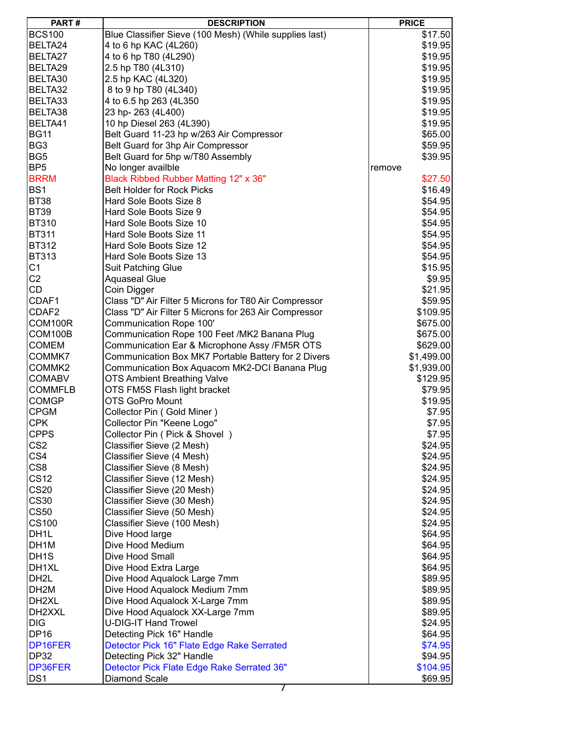| PART # | DESCRIPTION | PRICE |
|---|---|---|
| BCS100 | Blue Classifier Sieve (100 Mesh) (While supplies last) | $17.50 |
| BELTA24 | 4 to 6 hp KAC (4L260) | $19.95 |
| BELTA27 | 4 to 6 hp T80 (4L290) | $19.95 |
| BELTA29 | 2.5 hp T80 (4L310) | $19.95 |
| BELTA30 | 2.5 hp KAC (4L320) | $19.95 |
| BELTA32 | 8 to 9 hp T80 (4L340) | $19.95 |
| BELTA33 | 4 to 6.5 hp 263 (4L350 | $19.95 |
| BELTA38 | 23 hp- 263 (4L400) | $19.95 |
| BELTA41 | 10 hp Diesel 263 (4L390) | $19.95 |
| BG11 | Belt Guard 11-23 hp w/263 Air Compressor | $65.00 |
| BG3 | Belt Guard for 3hp Air Compressor | $59.95 |
| BG5 | Belt Guard for 5hp w/T80 Assembly | $39.95 |
| BP5 | No longer availble | remove |
| BRRM | Black Ribbed Rubber Matting 12" x 36" | $27.50 |
| BS1 | Belt Holder for Rock Picks | $16.49 |
| BT38 | Hard Sole Boots Size 8 | $54.95 |
| BT39 | Hard Sole Boots Size 9 | $54.95 |
| BT310 | Hard Sole Boots Size 10 | $54.95 |
| BT311 | Hard Sole Boots Size 11 | $54.95 |
| BT312 | Hard Sole Boots Size 12 | $54.95 |
| BT313 | Hard Sole Boots Size 13 | $54.95 |
| C1 | Suit Patching Glue | $15.95 |
| C2 | Aquaseal Glue | $9.95 |
| CD | Coin Digger | $21.95 |
| CDAF1 | Class "D" Air Filter 5 Microns for T80 Air Compressor | $59.95 |
| CDAF2 | Class "D" Air Filter 5 Microns for 263 Air Compressor | $109.95 |
| COM100R | Communication Rope 100' | $675.00 |
| COM100B | Communication Rope 100 Feet /MK2 Banana Plug | $675.00 |
| COMEM | Communication Ear & Microphone Assy /FM5R OTS | $629.00 |
| COMMK7 | Communication Box MK7 Portable Battery for 2 Divers | $1,499.00 |
| COMMK2 | Communication Box Aquacom MK2-DCI Banana Plug | $1,939.00 |
| COMABV | OTS Ambient Breathing Valve | $129.95 |
| COMMFLB | OTS FM5S Flash light bracket | $79.95 |
| COMGP | OTS GoPro Mount | $19.95 |
| CPGM | Collector Pin ( Gold Miner ) | $7.95 |
| CPK | Collector Pin "Keene Logo" | $7.95 |
| CPPS | Collector Pin ( Pick & Shovel ) | $7.95 |
| CS2 | Classifier Sieve (2 Mesh) | $24.95 |
| CS4 | Classifier Sieve (4 Mesh) | $24.95 |
| CS8 | Classifier Sieve (8 Mesh) | $24.95 |
| CS12 | Classifier Sieve (12 Mesh) | $24.95 |
| CS20 | Classifier Sieve (20 Mesh) | $24.95 |
| CS30 | Classifier Sieve (30 Mesh) | $24.95 |
| CS50 | Classifier Sieve (50 Mesh) | $24.95 |
| CS100 | Classifier Sieve (100 Mesh) | $24.95 |
| DH1L | Dive Hood large | $64.95 |
| DH1M | Dive Hood Medium | $64.95 |
| DH1S | Dive Hood Small | $64.95 |
| DH1XL | Dive Hood Extra Large | $64.95 |
| DH2L | Dive Hood Aqualock Large 7mm | $89.95 |
| DH2M | Dive Hood Aqualock Medium 7mm | $89.95 |
| DH2XL | Dive Hood Aqualock X-Large 7mm | $89.95 |
| DH2XXL | Dive Hood Aqualock XX-Large 7mm | $89.95 |
| DIG | U-DIG-IT Hand Trowel | $24.95 |
| DP16 | Detecting Pick 16" Handle | $64.95 |
| DP16FER | Detector Pick 16" Flate Edge Rake Serrated | $74.95 |
| DP32 | Detecting Pick 32" Handle | $94.95 |
| DP36FER | Detector Pick Flate Edge Rake Serrated 36" | $104.95 |
| DS1 | Diamond Scale | $69.95 |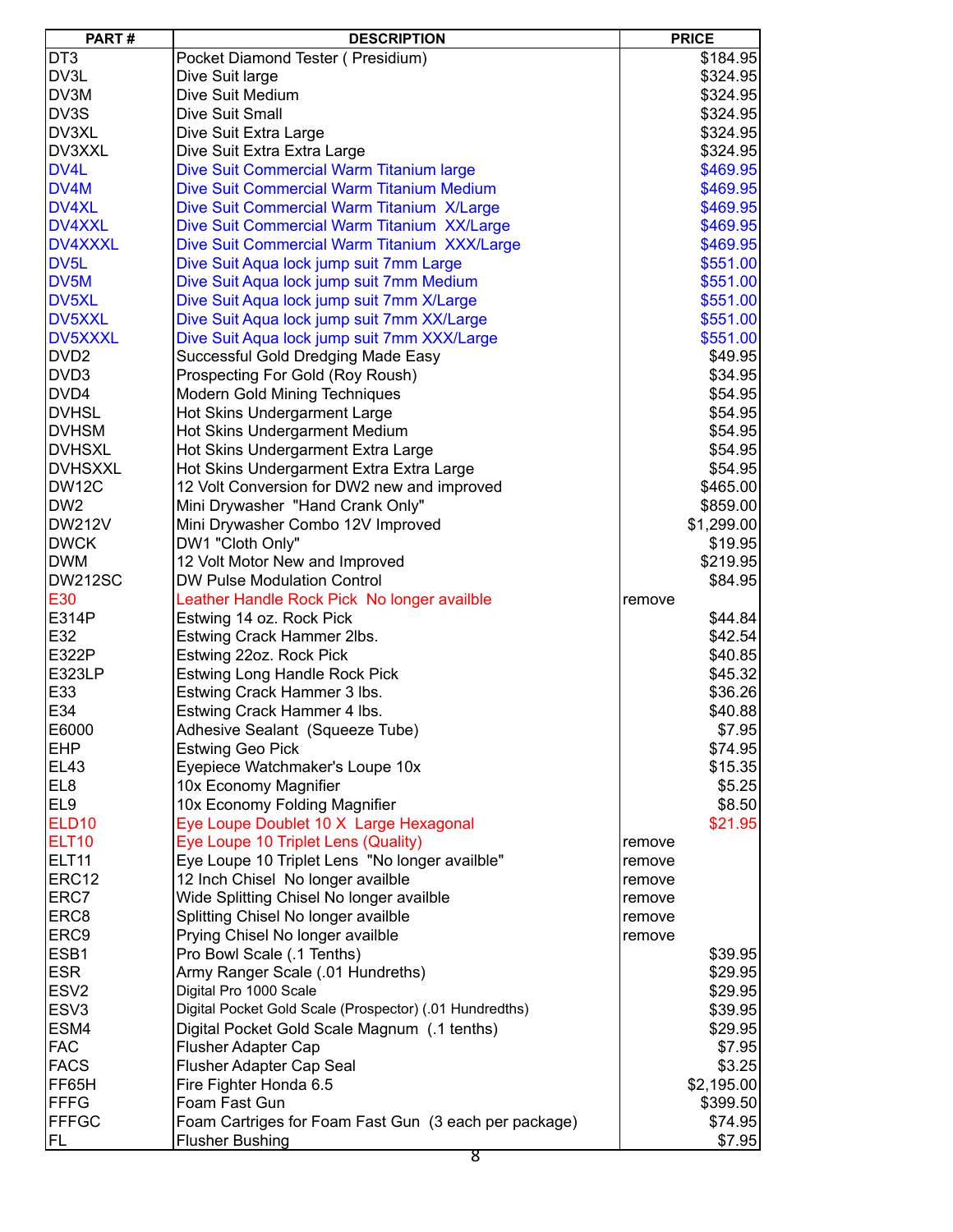| PART # | DESCRIPTION | PRICE |
|---|---|---|
| DT3 | Pocket Diamond Tester ( Presidium) | $184.95 |
| DV3L | Dive Suit large | $324.95 |
| DV3M | Dive Suit Medium | $324.95 |
| DV3S | Dive Suit Small | $324.95 |
| DV3XL | Dive Suit Extra Large | $324.95 |
| DV3XXL | Dive Suit Extra Extra Large | $324.95 |
| DV4L | Dive Suit Commercial Warm Titanium large | $469.95 |
| DV4M | Dive Suit Commercial Warm Titanium Medium | $469.95 |
| DV4XL | Dive Suit Commercial Warm Titanium X/Large | $469.95 |
| DV4XXL | Dive Suit Commercial Warm Titanium XX/Large | $469.95 |
| DV4XXXL | Dive Suit Commercial Warm Titanium XXX/Large | $469.95 |
| DV5L | Dive Suit Aqua lock jump suit 7mm Large | $551.00 |
| DV5M | Dive Suit Aqua lock jump suit 7mm Medium | $551.00 |
| DV5XL | Dive Suit Aqua lock jump suit 7mm X/Large | $551.00 |
| DV5XXL | Dive Suit Aqua lock jump suit 7mm XX/Large | $551.00 |
| DV5XXXL | Dive Suit Aqua lock jump suit 7mm XXX/Large | $551.00 |
| DVD2 | Successful Gold Dredging Made Easy | $49.95 |
| DVD3 | Prospecting For Gold (Roy Roush) | $34.95 |
| DVD4 | Modern Gold Mining Techniques | $54.95 |
| DVHSL | Hot Skins Undergarment Large | $54.95 |
| DVHSM | Hot Skins Undergarment Medium | $54.95 |
| DVHSXL | Hot Skins Undergarment Extra Large | $54.95 |
| DVHSXXL | Hot Skins Undergarment Extra Extra Large | $54.95 |
| DW12C | 12 Volt Conversion for DW2 new and improved | $465.00 |
| DW2 | Mini Drywasher "Hand Crank Only" | $859.00 |
| DW212V | Mini Drywasher Combo 12V Improved | $1,299.00 |
| DWCK | DW1 "Cloth Only" | $19.95 |
| DWM | 12 Volt Motor New and Improved | $219.95 |
| DW212SC | DW Pulse Modulation Control | $84.95 |
| E30 | Leather Handle Rock Pick No longer availble | remove |
| E314P | Estwing 14 oz. Rock Pick | $44.84 |
| E32 | Estwing Crack Hammer 2lbs. | $42.54 |
| E322P | Estwing 22oz. Rock Pick | $40.85 |
| E323LP | Estwing Long Handle Rock Pick | $45.32 |
| E33 | Estwing Crack Hammer 3 lbs. | $36.26 |
| E34 | Estwing Crack Hammer 4 lbs. | $40.88 |
| E6000 | Adhesive Sealant (Squeeze Tube) | $7.95 |
| EHP | Estwing Geo Pick | $74.95 |
| EL43 | Eyepiece Watchmaker's Loupe 10x | $15.35 |
| EL8 | 10x Economy Magnifier | $5.25 |
| EL9 | 10x Economy Folding Magnifier | $8.50 |
| ELD10 | Eye Loupe Doublet 10 X Large Hexagonal | $21.95 |
| ELT10 | Eye Loupe 10 Triplet Lens (Quality) | remove |
| ELT11 | Eye Loupe 10 Triplet Lens "No longer availble" | remove |
| ERC12 | 12 Inch Chisel No longer availble | remove |
| ERC7 | Wide Splitting Chisel No longer availble | remove |
| ERC8 | Splitting Chisel No longer availble | remove |
| ERC9 | Prying Chisel No longer availble | remove |
| ESB1 | Pro Bowl Scale (.1 Tenths) | $39.95 |
| ESR | Army Ranger Scale (.01 Hundreths) | $29.95 |
| ESV2 | Digital Pro 1000 Scale | $29.95 |
| ESV3 | Digital Pocket Gold Scale (Prospector) (.01 Hundredths) | $39.95 |
| ESM4 | Digital Pocket Gold Scale Magnum (.1 tenths) | $29.95 |
| FAC | Flusher Adapter Cap | $7.95 |
| FACS | Flusher Adapter Cap Seal | $3.25 |
| FF65H | Fire Fighter Honda 6.5 | $2,195.00 |
| FFFG | Foam Fast Gun | $399.50 |
| FFFGC | Foam Cartriges for Foam Fast Gun (3 each per package) | $74.95 |
| FL | Flusher Bushing | $7.95 |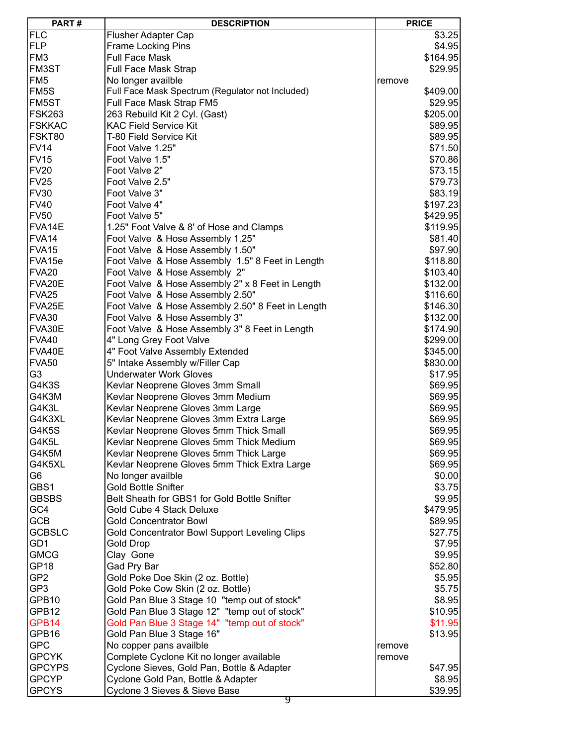| PART # | DESCRIPTION | PRICE |
|---|---|---|
| FLC | Flusher Adapter Cap | $3.25 |
| FLP | Frame Locking Pins | $4.95 |
| FM3 | Full Face Mask | $164.95 |
| FM3ST | Full Face Mask Strap | $29.95 |
| FM5 | No longer availble | remove |
| FM5S | Full Face Mask Spectrum (Regulator not Included) | $409.00 |
| FM5ST | Full Face Mask Strap FM5 | $29.95 |
| FSK263 | 263 Rebuild Kit 2 Cyl. (Gast) | $205.00 |
| FSKKAC | KAC Field Service Kit | $89.95 |
| FSKT80 | T-80 Field Service Kit | $89.95 |
| FV14 | Foot Valve 1.25" | $71.50 |
| FV15 | Foot Valve 1.5" | $70.86 |
| FV20 | Foot Valve 2" | $73.15 |
| FV25 | Foot Valve 2.5" | $79.73 |
| FV30 | Foot Valve 3" | $83.19 |
| FV40 | Foot Valve 4" | $197.23 |
| FV50 | Foot Valve 5" | $429.95 |
| FVA14E | 1.25" Foot Valve & 8' of Hose and Clamps | $119.95 |
| FVA14 | Foot Valve & Hose Assembly 1.25" | $81.40 |
| FVA15 | Foot Valve & Hose Assembly 1.50" | $97.90 |
| FVA15e | Foot Valve & Hose Assembly 1.5" 8 Feet in Length | $118.80 |
| FVA20 | Foot Valve & Hose Assembly 2" | $103.40 |
| FVA20E | Foot Valve & Hose Assembly 2" x 8 Feet in Length | $132.00 |
| FVA25 | Foot Valve & Hose Assembly 2.50" | $116.60 |
| FVA25E | Foot Valve & Hose Assembly 2.50" 8 Feet in Length | $146.30 |
| FVA30 | Foot Valve & Hose Assembly 3" | $132.00 |
| FVA30E | Foot Valve & Hose Assembly 3" 8 Feet in Length | $174.90 |
| FVA40 | 4" Long Grey Foot Valve | $299.00 |
| FVA40E | 4" Foot Valve Assembly Extended | $345.00 |
| FVA50 | 5" Intake Assembly w/Filler Cap | $830.00 |
| G3 | Underwater Work Gloves | $17.95 |
| G4K3S | Kevlar Neoprene Gloves 3mm Small | $69.95 |
| G4K3M | Kevlar Neoprene Gloves 3mm Medium | $69.95 |
| G4K3L | Kevlar Neoprene Gloves 3mm Large | $69.95 |
| G4K3XL | Kevlar Neoprene Gloves 3mm Extra Large | $69.95 |
| G4K5S | Kevlar Neoprene Gloves 5mm Thick Small | $69.95 |
| G4K5L | Kevlar Neoprene Gloves 5mm Thick Medium | $69.95 |
| G4K5M | Kevlar Neoprene Gloves 5mm Thick Large | $69.95 |
| G4K5XL | Kevlar Neoprene Gloves 5mm Thick Extra Large | $69.95 |
| G6 | No longer availble | $0.00 |
| GBS1 | Gold Bottle Snifter | $3.75 |
| GBSBS | Belt Sheath for GBS1 for Gold Bottle Snifter | $9.95 |
| GC4 | Gold Cube 4 Stack Deluxe | $479.95 |
| GCB | Gold Concentrator Bowl | $89.95 |
| GCBSLC | Gold Concentrator Bowl Support Leveling Clips | $27.75 |
| GD1 | Gold Drop | $7.95 |
| GMCG | Clay Gone | $9.95 |
| GP18 | Gad Pry Bar | $52.80 |
| GP2 | Gold Poke Doe Skin (2 oz. Bottle) | $5.95 |
| GP3 | Gold Poke Cow Skin (2 oz. Bottle) | $5.75 |
| GPB10 | Gold Pan Blue 3 Stage 10 "temp out of stock" | $8.95 |
| GPB12 | Gold Pan Blue 3 Stage 12" "temp out of stock" | $10.95 |
| GPB14 | Gold Pan Blue 3 Stage 14" "temp out of stock" | $11.95 |
| GPB16 | Gold Pan Blue 3 Stage 16" | $13.95 |
| GPC | No copper pans availble | remove |
| GPCYK | Complete Cyclone Kit no longer available | remove |
| GPCYPS | Cyclone Sieves, Gold Pan, Bottle & Adapter | $47.95 |
| GPCYP | Cyclone Gold Pan, Bottle & Adapter | $8.95 |
| GPCYS | Cyclone 3 Sieves & Sieve Base | $39.95 |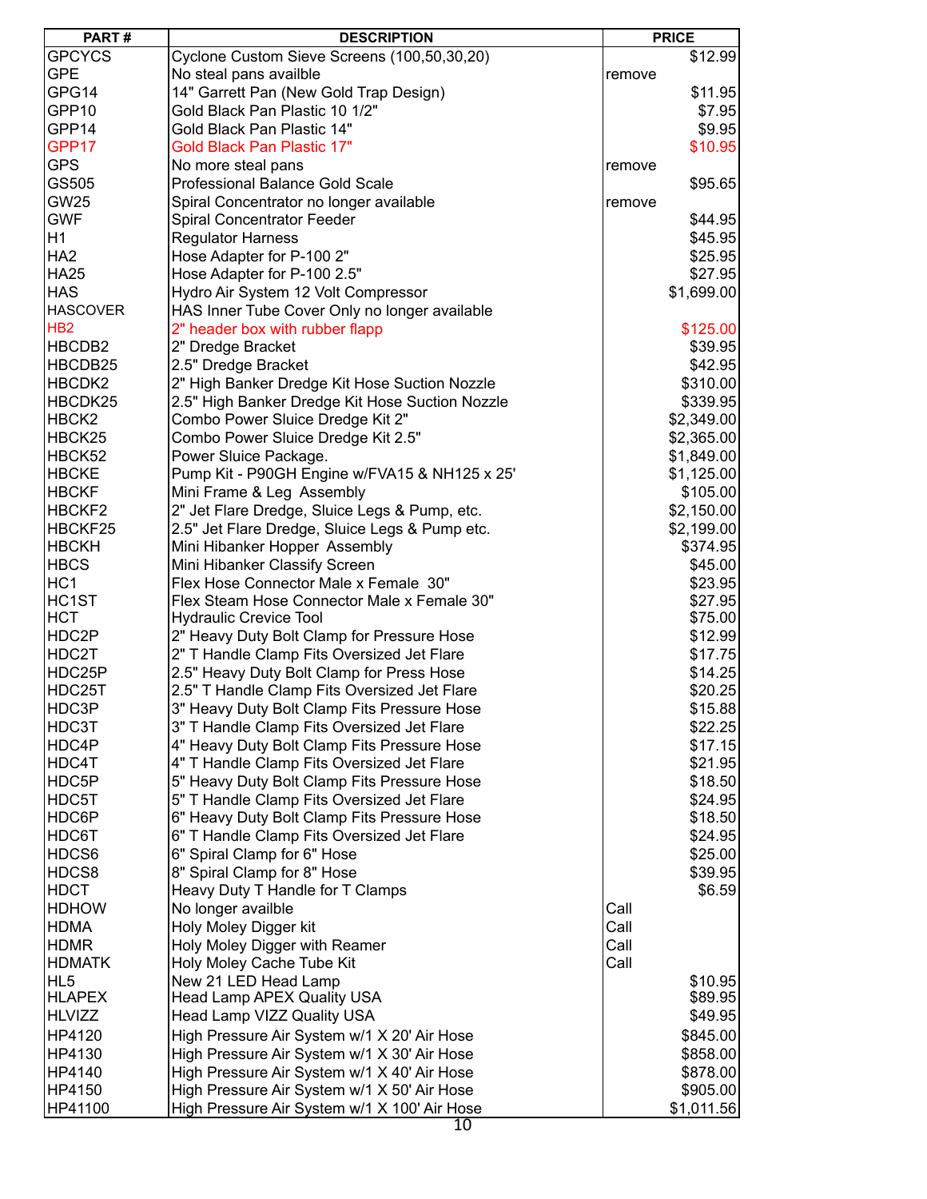| PART # | DESCRIPTION | PRICE |
|---|---|---|
| GPCYCS | Cyclone Custom Sieve Screens (100,50,30,20) | $12.99 |
| GPE | No steal pans availble | remove |
| GPG14 | 14" Garrett Pan (New Gold Trap Design) | $11.95 |
| GPP10 | Gold Black Pan Plastic 10 1/2" | $7.95 |
| GPP14 | Gold Black Pan Plastic 14" | $9.95 |
| GPP17 | Gold Black Pan Plastic 17" | $10.95 |
| GPS | No more steal pans | remove |
| GS505 | Professional Balance Gold Scale | $95.65 |
| GW25 | Spiral Concentrator no longer available | remove |
| GWF | Spiral Concentrator Feeder | $44.95 |
| H1 | Regulator Harness | $45.95 |
| HA2 | Hose Adapter for P-100 2" | $25.95 |
| HA25 | Hose Adapter for P-100 2.5" | $27.95 |
| HAS | Hydro Air System 12 Volt Compressor | $1,699.00 |
| HASCOVER | HAS Inner Tube Cover Only no longer available | |
| HB2 | 2" header box with rubber flapp | $125.00 |
| HBCDB2 | 2" Dredge Bracket | $39.95 |
| HBCDB25 | 2.5" Dredge Bracket | $42.95 |
| HBCDK2 | 2" High Banker Dredge Kit Hose Suction Nozzle | $310.00 |
| HBCDK25 | 2.5" High Banker Dredge Kit Hose Suction Nozzle | $339.95 |
| HBCK2 | Combo Power Sluice Dredge Kit 2" | $2,349.00 |
| HBCK25 | Combo Power Sluice Dredge Kit 2.5" | $2,365.00 |
| HBCK52 | Power Sluice Package. | $1,849.00 |
| HBCKE | Pump Kit - P90GH Engine w/FVA15 & NH125 x 25' | $1,125.00 |
| HBCKF | Mini Frame & Leg Assembly | $105.00 |
| HBCKF2 | 2" Jet Flare Dredge, Sluice Legs & Pump, etc. | $2,150.00 |
| HBCKF25 | 2.5" Jet Flare Dredge, Sluice Legs & Pump etc. | $2,199.00 |
| HBCKH | Mini Hibanker Hopper Assembly | $374.95 |
| HBCS | Mini Hibanker Classify Screen | $45.00 |
| HC1 | Flex Hose Connector Male x Female 30" | $23.95 |
| HC1ST | Flex Steam Hose Connector Male x Female 30" | $27.95 |
| HCT | Hydraulic Crevice Tool | $75.00 |
| HDC2P | 2" Heavy Duty Bolt Clamp for Pressure Hose | $12.99 |
| HDC2T | 2" T Handle Clamp Fits Oversized Jet Flare | $17.75 |
| HDC25P | 2.5" Heavy Duty Bolt Clamp for Press Hose | $14.25 |
| HDC25T | 2.5" T Handle Clamp Fits Oversized Jet Flare | $20.25 |
| HDC3P | 3" Heavy Duty Bolt Clamp Fits Pressure Hose | $15.88 |
| HDC3T | 3" T Handle Clamp Fits Oversized Jet Flare | $22.25 |
| HDC4P | 4" Heavy Duty Bolt Clamp Fits Pressure Hose | $17.15 |
| HDC4T | 4" T Handle Clamp Fits Oversized Jet Flare | $21.95 |
| HDC5P | 5" Heavy Duty Bolt Clamp Fits Pressure Hose | $18.50 |
| HDC5T | 5" T Handle Clamp Fits Oversized Jet Flare | $24.95 |
| HDC6P | 6" Heavy Duty Bolt Clamp Fits Pressure Hose | $18.50 |
| HDC6T | 6" T Handle Clamp Fits Oversized Jet Flare | $24.95 |
| HDCS6 | 6" Spiral Clamp for 6" Hose | $25.00 |
| HDCS8 | 8" Spiral Clamp for 8" Hose | $39.95 |
| HDCT | Heavy Duty T Handle for T Clamps | $6.59 |
| HDHOW | No longer availble | Call |
| HDMA | Holy Moley Digger kit | Call |
| HDMR | Holy Moley Digger with Reamer | Call |
| HDMATK | Holy Moley Cache Tube Kit | Call |
| HL5 | New 21 LED Head Lamp | $10.95 |
| HLAPEX | Head Lamp APEX Quality USA | $89.95 |
| HLVIZZ | Head Lamp VIZZ Quality USA | $49.95 |
| HP4120 | High Pressure Air System w/1 X 20' Air Hose | $845.00 |
| HP4130 | High Pressure Air System w/1 X 30' Air Hose | $858.00 |
| HP4140 | High Pressure Air System w/1 X 40' Air Hose | $878.00 |
| HP4150 | High Pressure Air System w/1 X 50' Air Hose | $905.00 |
| HP41100 | High Pressure Air System w/1 X 100' Air Hose | $1,011.56 |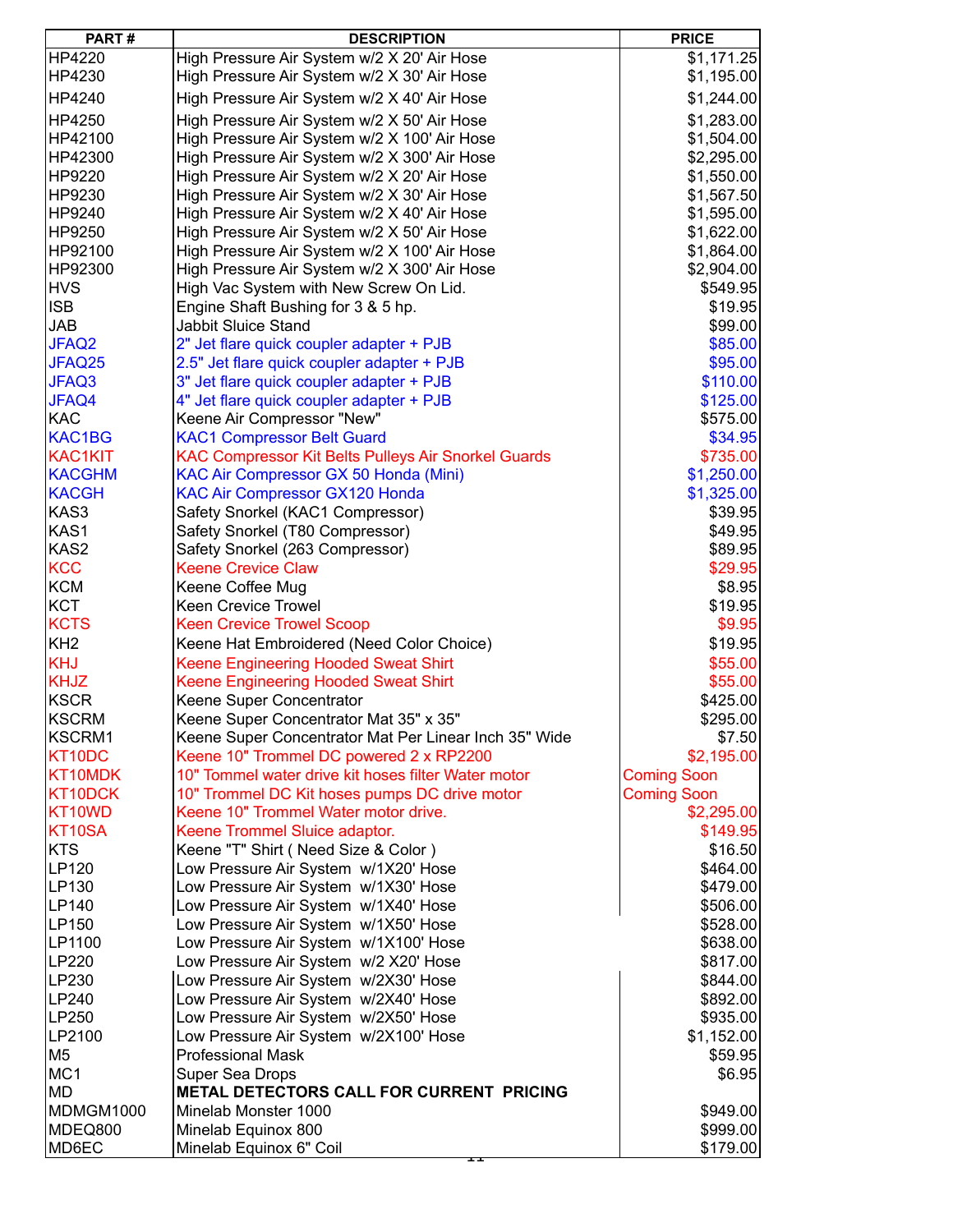| PART # | DESCRIPTION | PRICE |
|---|---|---|
| HP4220 | High Pressure Air System w/2 X 20' Air Hose | $1,171.25 |
| HP4230 | High Pressure Air System w/2 X 30' Air Hose | $1,195.00 |
| HP4240 | High Pressure Air System w/2 X 40' Air Hose | $1,244.00 |
| HP4250 | High Pressure Air System w/2 X 50' Air Hose | $1,283.00 |
| HP42100 | High Pressure Air System w/2 X 100' Air Hose | $1,504.00 |
| HP42300 | High Pressure Air System w/2 X 300' Air Hose | $2,295.00 |
| HP9220 | High Pressure Air System w/2 X 20' Air Hose | $1,550.00 |
| HP9230 | High Pressure Air System w/2 X 30' Air Hose | $1,567.50 |
| HP9240 | High Pressure Air System w/2 X 40' Air Hose | $1,595.00 |
| HP9250 | High Pressure Air System w/2 X 50' Air Hose | $1,622.00 |
| HP92100 | High Pressure Air System w/2 X 100' Air Hose | $1,864.00 |
| HP92300 | High Pressure Air System w/2 X 300' Air Hose | $2,904.00 |
| HVS | High Vac System with New Screw On Lid. | $549.95 |
| ISB | Engine Shaft Bushing for 3 & 5 hp. | $19.95 |
| JAB | Jabbit Sluice Stand | $99.00 |
| JFAQ2 | 2" Jet flare quick coupler adapter + PJB | $85.00 |
| JFAQ25 | 2.5" Jet flare quick coupler adapter + PJB | $95.00 |
| JFAQ3 | 3" Jet flare quick coupler adapter + PJB | $110.00 |
| JFAQ4 | 4" Jet flare quick coupler adapter + PJB | $125.00 |
| KAC | Keene Air Compressor "New" | $575.00 |
| KAC1BG | KAC1 Compressor Belt Guard | $34.95 |
| KAC1KIT | KAC Compressor Kit Belts Pulleys Air Snorkel Guards | $735.00 |
| KACGHM | KAC Air Compressor GX 50 Honda (Mini) | $1,250.00 |
| KACGH | KAC Air Compressor GX120 Honda | $1,325.00 |
| KAS3 | Safety Snorkel (KAC1 Compressor) | $39.95 |
| KAS1 | Safety Snorkel (T80 Compressor) | $49.95 |
| KAS2 | Safety Snorkel (263 Compressor) | $89.95 |
| KCC | Keene Crevice Claw | $29.95 |
| KCM | Keene Coffee Mug | $8.95 |
| KCT | Keen Crevice Trowel | $19.95 |
| KCTS | Keen Crevice Trowel Scoop | $9.95 |
| KH2 | Keene Hat Embroidered (Need Color Choice) | $19.95 |
| KHJ | Keene Engineering Hooded Sweat Shirt | $55.00 |
| KHJZ | Keene Engineering Hooded Sweat Shirt | $55.00 |
| KSCR | Keene Super Concentrator | $425.00 |
| KSCRM | Keene Super Concentrator Mat 35" x 35" | $295.00 |
| KSCRM1 | Keene Super Concentrator Mat Per Linear Inch 35" Wide | $7.50 |
| KT10DC | Keene 10" Trommel DC powered 2 x RP2200 | $2,195.00 |
| KT10MDK | 10" Tommel water drive kit hoses filter Water motor | Coming Soon |
| KT10DCK | 10" Trommel DC Kit hoses pumps DC drive motor | Coming Soon |
| KT10WD | Keene 10" Trommel Water motor drive. | $2,295.00 |
| KT10SA | Keene Trommel Sluice adaptor. | $149.95 |
| KTS | Keene "T" Shirt ( Need Size & Color ) | $16.50 |
| LP120 | Low Pressure Air System w/1X20' Hose | $464.00 |
| LP130 | Low Pressure Air System w/1X30' Hose | $479.00 |
| LP140 | Low Pressure Air System w/1X40' Hose | $506.00 |
| LP150 | Low Pressure Air System w/1X50' Hose | $528.00 |
| LP1100 | Low Pressure Air System w/1X100' Hose | $638.00 |
| LP220 | Low Pressure Air System w/2 X20' Hose | $817.00 |
| LP230 | Low Pressure Air System w/2X30' Hose | $844.00 |
| LP240 | Low Pressure Air System w/2X40' Hose | $892.00 |
| LP250 | Low Pressure Air System w/2X50' Hose | $935.00 |
| LP2100 | Low Pressure Air System w/2X100' Hose | $1,152.00 |
| M5 | Professional Mask | $59.95 |
| MC1 | Super Sea Drops | $6.95 |
| MD | **METAL DETECTORS CALL FOR CURRENT PRICING** | |
| MDMGM1000 | Minelab Monster 1000 | $949.00 |
| MDEQ800 | Minelab Equinox 800 | $999.00 |
| MD6EC | Minelab Equinox 6" Coil | $179.00 |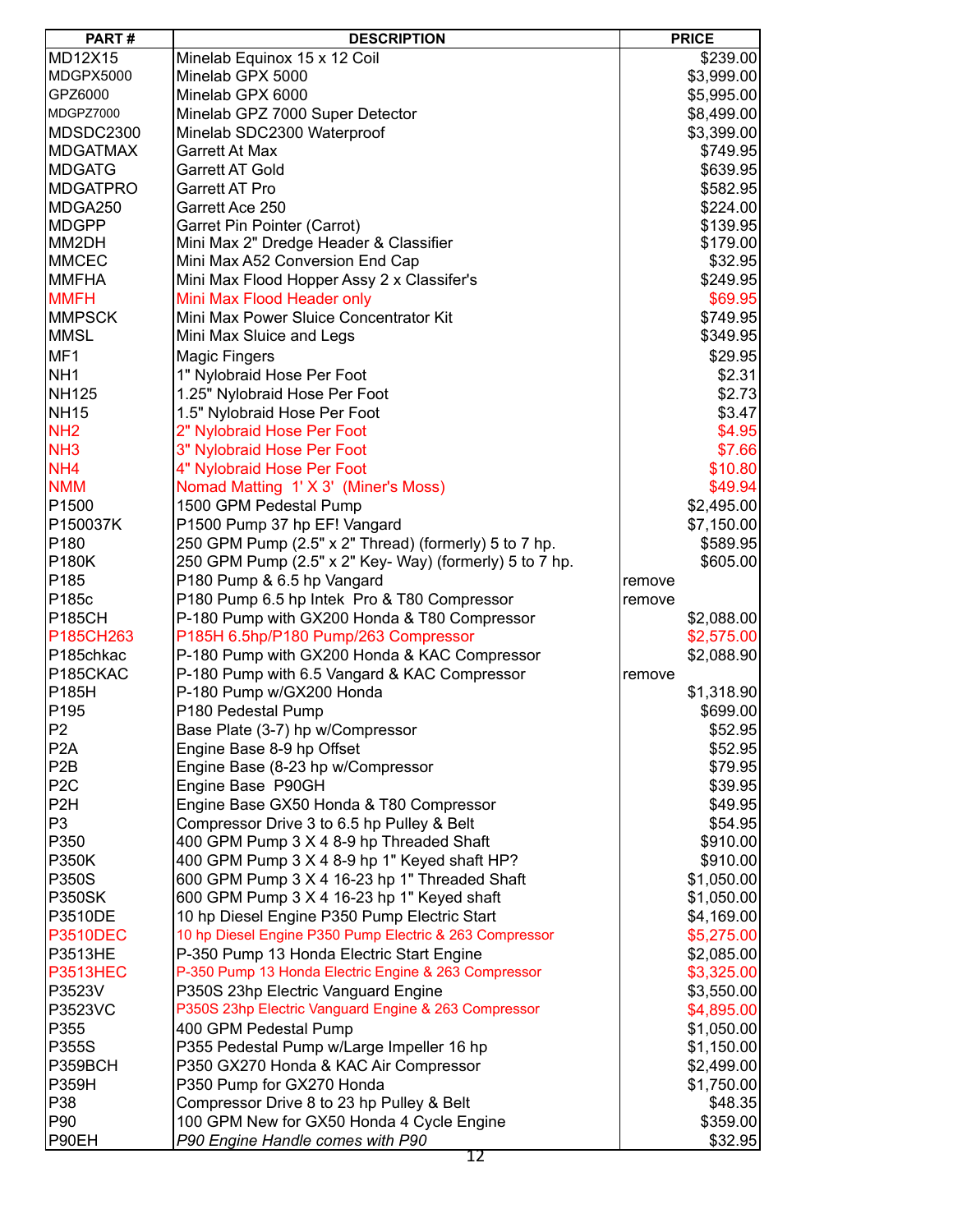| PART # | DESCRIPTION | PRICE |
|---|---|---|
| MD12X15 | Minelab Equinox 15 x 12 Coil | $239.00 |
| MDGPX5000 | Minelab GPX 5000 | $3,999.00 |
| GPZ6000 | Minelab GPX 6000 | $5,995.00 |
| MDGPZ7000 | Minelab GPZ 7000 Super Detector | $8,499.00 |
| MDSDC2300 | Minelab SDC2300 Waterproof | $3,399.00 |
| MDGATMAX | Garrett At Max | $749.95 |
| MDGATG | Garrett AT Gold | $639.95 |
| MDGATPRO | Garrett AT Pro | $582.95 |
| MDGA250 | Garrett Ace 250 | $224.00 |
| MDGPP | Garret Pin Pointer (Carrot) | $139.95 |
| MM2DH | Mini Max 2" Dredge Header & Classifier | $179.00 |
| MMCEC | Mini Max A52 Conversion End Cap | $32.95 |
| MMFHA | Mini Max Flood Hopper Assy 2 x Classifer's | $249.95 |
| MMFH | Mini Max Flood Header only | $69.95 |
| MMPSCK | Mini Max Power Sluice Concentrator Kit | $749.95 |
| MMSL | Mini Max Sluice and Legs | $349.95 |
| MF1 | Magic Fingers | $29.95 |
| NH1 | 1" Nylobraid Hose Per Foot | $2.31 |
| NH125 | 1.25" Nylobraid Hose Per Foot | $2.73 |
| NH15 | 1.5" Nylobraid Hose Per Foot | $3.47 |
| NH2 | 2" Nylobraid Hose Per Foot | $4.95 |
| NH3 | 3" Nylobraid Hose Per Foot | $7.66 |
| NH4 | 4" Nylobraid Hose Per Foot | $10.80 |
| NMM | Nomad Matting 1' X 3' (Miner's Moss) | $49.94 |
| P1500 | 1500 GPM Pedestal Pump | $2,495.00 |
| P150037K | P1500 Pump 37 hp EF! Vangard | $7,150.00 |
| P180 | 250 GPM Pump (2.5" x 2" Thread) (formerly) 5 to 7 hp. | $589.95 |
| P180K | 250 GPM Pump (2.5" x 2" Key- Way) (formerly) 5 to 7 hp. | $605.00 |
| P185 | P180 Pump & 6.5 hp Vangard | remove |
| P185c | P180 Pump 6.5 hp Intek Pro & T80 Compressor | remove |
| P185CH | P-180 Pump with GX200 Honda & T80 Compressor | $2,088.00 |
| P185CH263 | P185H 6.5hp/P180 Pump/263 Compressor | $2,575.00 |
| P185chkac | P-180 Pump with GX200 Honda & KAC Compressor | $2,088.90 |
| P185CKAC | P-180 Pump with 6.5 Vangard & KAC Compressor | remove |
| P185H | P-180 Pump w/GX200 Honda | $1,318.90 |
| P195 | P180 Pedestal Pump | $699.00 |
| P2 | Base Plate (3-7) hp w/Compressor | $52.95 |
| P2A | Engine Base 8-9 hp Offset | $52.95 |
| P2B | Engine Base (8-23 hp w/Compressor | $79.95 |
| P2C | Engine Base P90GH | $39.95 |
| P2H | Engine Base GX50 Honda & T80 Compressor | $49.95 |
| P3 | Compressor Drive 3 to 6.5 hp Pulley & Belt | $54.95 |
| P350 | 400 GPM Pump 3 X 4 8-9 hp Threaded Shaft | $910.00 |
| P350K | 400 GPM Pump 3 X 4 8-9 hp 1" Keyed shaft HP? | $910.00 |
| P350S | 600 GPM Pump 3 X 4 16-23 hp 1" Threaded Shaft | $1,050.00 |
| P350SK | 600 GPM Pump 3 X 4 16-23 hp 1" Keyed shaft | $1,050.00 |
| P3510DE | 10 hp Diesel Engine P350 Pump Electric Start | $4,169.00 |
| P3510DEC | 10 hp Diesel Engine P350 Pump Electric & 263 Compressor | $5,275.00 |
| P3513HE | P-350 Pump 13 Honda Electric Start Engine | $2,085.00 |
| P3513HEC | P-350 Pump 13 Honda Electric Engine & 263 Compressor | $3,325.00 |
| P3523V | P350S 23hp Electric Vanguard Engine | $3,550.00 |
| P3523VC | P350S 23hp Electric Vanguard Engine & 263 Compressor | $4,895.00 |
| P355 | 400 GPM Pedestal Pump | $1,050.00 |
| P355S | P355 Pedestal Pump w/Large Impeller 16 hp | $1,150.00 |
| P359BCH | P350 GX270 Honda & KAC Air Compressor | $2,499.00 |
| P359H | P350 Pump for GX270 Honda | $1,750.00 |
| P38 | Compressor Drive 8 to 23 hp Pulley & Belt | $48.35 |
| P90 | 100 GPM New for GX50 Honda 4 Cycle Engine | $359.00 |
| P90EH | *P90 Engine Handle comes with P90* | $32.95 |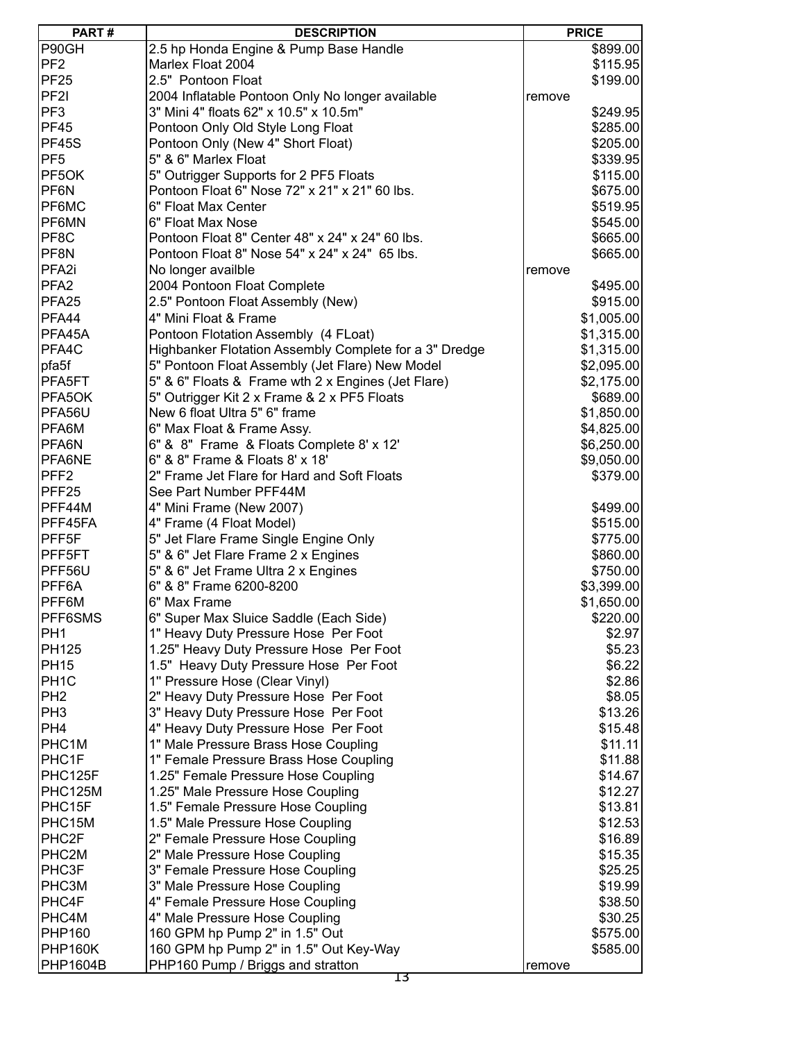| PART # | DESCRIPTION | PRICE |
| --- | --- | --- |
| P90GH | 2.5 hp Honda Engine & Pump Base Handle | $899.00 |
| PF2 | Marlex Float 2004 | $115.95 |
| PF25 | 2.5" Pontoon Float | $199.00 |
| PF2I | 2004 Inflatable Pontoon Only No longer available | remove |
| PF3 | 3" Mini 4" floats 62" x 10.5" x 10.5m" | $249.95 |
| PF45 | Pontoon Only Old Style Long Float | $285.00 |
| PF45S | Pontoon Only (New 4" Short Float) | $205.00 |
| PF5 | 5" & 6" Marlex Float | $339.95 |
| PF5OK | 5" Outrigger Supports for 2 PF5 Floats | $115.00 |
| PF6N | Pontoon Float 6" Nose 72" x 21" x 21" 60 lbs. | $675.00 |
| PF6MC | 6" Float Max Center | $519.95 |
| PF6MN | 6" Float Max Nose | $545.00 |
| PF8C | Pontoon Float 8" Center 48" x 24" x 24" 60 lbs. | $665.00 |
| PF8N | Pontoon Float 8" Nose 54" x 24" x 24" 65 lbs. | $665.00 |
| PFA2i | No longer availble | remove |
| PFA2 | 2004 Pontoon Float Complete | $495.00 |
| PFA25 | 2.5" Pontoon Float Assembly (New) | $915.00 |
| PFA44 | 4" Mini Float & Frame | $1,005.00 |
| PFA45A | Pontoon Flotation Assembly (4 FLoat) | $1,315.00 |
| PFA4C | Highbanker Flotation Assembly Complete for a 3" Dredge | $1,315.00 |
| pfa5f | 5" Pontoon Float Assembly (Jet Flare) New Model | $2,095.00 |
| PFA5FT | 5" & 6" Floats & Frame wth 2 x Engines (Jet Flare) | $2,175.00 |
| PFA5OK | 5" Outrigger Kit 2 x Frame & 2 x PF5 Floats | $689.00 |
| PFA56U | New 6 float Ultra 5" 6" frame | $1,850.00 |
| PFA6M | 6" Max Float & Frame Assy. | $4,825.00 |
| PFA6N | 6" & 8" Frame & Floats Complete 8' x 12' | $6,250.00 |
| PFA6NE | 6" & 8" Frame & Floats 8' x 18' | $9,050.00 |
| PFF2 | 2" Frame Jet Flare for Hard and Soft Floats | $379.00 |
| PFF25 | See Part Number PFF44M | |
| PFF44M | 4" Mini Frame (New 2007) | $499.00 |
| PFF45FA | 4" Frame (4 Float Model) | $515.00 |
| PFF5F | 5" Jet Flare Frame Single Engine Only | $775.00 |
| PFF5FT | 5" & 6" Jet Flare Frame 2 x Engines | $860.00 |
| PFF56U | 5" & 6" Jet Frame Ultra 2 x Engines | $750.00 |
| PFF6A | 6" & 8" Frame 6200-8200 | $3,399.00 |
| PFF6M | 6" Max Frame | $1,650.00 |
| PFF6SMS | 6" Super Max Sluice Saddle (Each Side) | $220.00 |
| PH1 | 1" Heavy Duty Pressure Hose Per Foot | $2.97 |
| PH125 | 1.25" Heavy Duty Pressure Hose Per Foot | $5.23 |
| PH15 | 1.5" Heavy Duty Pressure Hose Per Foot | $6.22 |
| PH1C | 1" Pressure Hose (Clear Vinyl) | $2.86 |
| PH2 | 2" Heavy Duty Pressure Hose Per Foot | $8.05 |
| PH3 | 3" Heavy Duty Pressure Hose Per Foot | $13.26 |
| PH4 | 4" Heavy Duty Pressure Hose Per Foot | $15.48 |
| PHC1M | 1" Male Pressure Brass Hose Coupling | $11.11 |
| PHC1F | 1" Female Pressure Brass Hose Coupling | $11.88 |
| PHC125F | 1.25" Female Pressure Hose Coupling | $14.67 |
| PHC125M | 1.25" Male Pressure Hose Coupling | $12.27 |
| PHC15F | 1.5" Female Pressure Hose Coupling | $13.81 |
| PHC15M | 1.5" Male Pressure Hose Coupling | $12.53 |
| PHC2F | 2" Female Pressure Hose Coupling | $16.89 |
| PHC2M | 2" Male Pressure Hose Coupling | $15.35 |
| PHC3F | 3" Female Pressure Hose Coupling | $25.25 |
| PHC3M | 3" Male Pressure Hose Coupling | $19.99 |
| PHC4F | 4" Female Pressure Hose Coupling | $38.50 |
| PHC4M | 4" Male Pressure Hose Coupling | $30.25 |
| PHP160 | 160 GPM hp Pump 2" in 1.5" Out | $575.00 |
| PHP160K | 160 GPM hp Pump 2" in 1.5" Out Key-Way | $585.00 |
| PHP1604B | PHP160 Pump / Briggs and stratton | remove |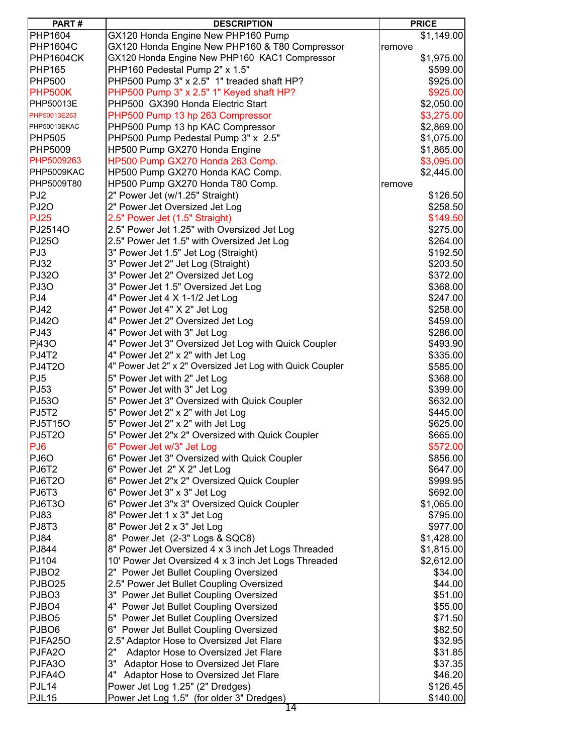| PART # | DESCRIPTION | PRICE |
|---|---|---|
| PHP1604 | GX120 Honda Engine New PHP160 Pump | $1,149.00 |
| PHP1604C | GX120 Honda Engine New PHP160 & T80 Compressor | remove |
| PHP1604CK | GX120 Honda Engine New PHP160 KAC1 Compressor | $1,975.00 |
| PHP165 | PHP160 Pedestal Pump 2" x 1.5" | $599.00 |
| PHP500 | PHP500 Pump 3" x 2.5" 1" treaded shaft HP? | $925.00 |
| PHP500K | PHP500 Pump 3" x 2.5" 1" Keyed shaft HP? | $925.00 |
| PHP50013E | PHP500 GX390 Honda Electric Start | $2,050.00 |
| PHP50013E263 | PHP500 Pump 13 hp 263 Compressor | $3,275.00 |
| PHP50013EKAC | PHP500 Pump 13 hp KAC Compressor | $2,869.00 |
| PHP505 | PHP500 Pump Pedestal Pump 3" x 2.5" | $1,075.00 |
| PHP5009 | HP500 Pump GX270 Honda Engine | $1,865.00 |
| PHP5009263 | HP500 Pump GX270 Honda 263 Comp. | $3,095.00 |
| PHP5009KAC | HP500 Pump GX270 Honda KAC Comp. | $2,445.00 |
| PHP5009T80 | HP500 Pump GX270 Honda T80 Comp. | remove |
| PJ2 | 2" Power Jet (w/1.25" Straight) | $126.50 |
| PJ2O | 2" Power Jet Oversized Jet Log | $258.50 |
| PJ25 | 2.5" Power Jet (1.5" Straight) | $149.50 |
| PJ2514O | 2.5" Power Jet 1.25" with Oversized Jet Log | $275.00 |
| PJ25O | 2.5" Power Jet 1.5" with Oversized Jet Log | $264.00 |
| PJ3 | 3" Power Jet 1.5" Jet Log (Straight) | $192.50 |
| PJ32 | 3" Power Jet 2" Jet Log (Straight) | $203.50 |
| PJ32O | 3" Power Jet 2" Oversized Jet Log | $372.00 |
| PJ3O | 3" Power Jet 1.5" Oversized Jet Log | $368.00 |
| PJ4 | 4" Power Jet 4 X 1-1/2 Jet Log | $247.00 |
| PJ42 | 4" Power Jet 4" X 2" Jet Log | $258.00 |
| PJ42O | 4" Power Jet 2" Oversized Jet Log | $459.00 |
| PJ43 | 4" Power Jet with 3" Jet Log | $286.00 |
| Pj43O | 4" Power Jet 3" Oversized Jet Log with Quick Coupler | $493.90 |
| PJ4T2 | 4" Power Jet 2" x 2" with Jet Log | $335.00 |
| PJ4T2O | 4" Power Jet 2" x 2" Oversized Jet Log with Quick Coupler | $585.00 |
| PJ5 | 5" Power Jet with 2" Jet Log | $368.00 |
| PJ53 | 5" Power Jet with 3" Jet Log | $399.00 |
| PJ53O | 5" Power Jet 3" Oversized with Quick Coupler | $632.00 |
| PJ5T2 | 5" Power Jet 2" x 2" with Jet Log | $445.00 |
| PJ5T15O | 5" Power Jet 2" x 2" with Jet Log | $625.00 |
| PJ5T2O | 5" Power Jet 2"x 2" Oversized with Quick Coupler | $665.00 |
| PJ6 | 6" Power Jet w/3" Jet Log | $572.00 |
| PJ6O | 6" Power Jet 3" Oversized with Quick Coupler | $856.00 |
| PJ6T2 | 6" Power Jet 2" X 2" Jet Log | $647.00 |
| PJ6T2O | 6" Power Jet 2"x 2" Oversized Quick Coupler | $999.95 |
| PJ6T3 | 6" Power Jet 3" x 3" Jet Log | $692.00 |
| PJ6T3O | 6" Power Jet 3"x 3" Oversized Quick Coupler | $1,065.00 |
| PJ83 | 8" Power Jet 1 x 3" Jet Log | $795.00 |
| PJ8T3 | 8" Power Jet 2 x 3" Jet Log | $977.00 |
| PJ84 | 8" Power Jet (2-3" Logs & SQC8) | $1,428.00 |
| PJ844 | 8" Power Jet Oversized 4 x 3 inch Jet Logs Threaded | $1,815.00 |
| PJ104 | 10' Power Jet Oversized 4 x 3 inch Jet Logs Threaded | $2,612.00 |
| PJBO2 | 2" Power Jet Bullet Coupling Oversized | $34.00 |
| PJBO25 | 2.5" Power Jet Bullet Coupling Oversized | $44.00 |
| PJBO3 | 3" Power Jet Bullet Coupling Oversized | $51.00 |
| PJBO4 | 4" Power Jet Bullet Coupling Oversized | $55.00 |
| PJBO5 | 5" Power Jet Bullet Coupling Oversized | $71.50 |
| PJBO6 | 6" Power Jet Bullet Coupling Oversized | $82.50 |
| PJFA25O | 2.5" Adaptor Hose to Oversized Jet Flare | $32.95 |
| PJFA2O | 2" Adaptor Hose to Oversized Jet Flare | $31.85 |
| PJFA3O | 3" Adaptor Hose to Oversized Jet Flare | $37.35 |
| PJFA4O | 4" Adaptor Hose to Oversized Jet Flare | $46.20 |
| PJL14 | Power Jet Log 1.25" (2" Dredges) | $126.45 |
| PJL15 | Power Jet Log 1.5" (for older 3" Dredges) | $140.00 |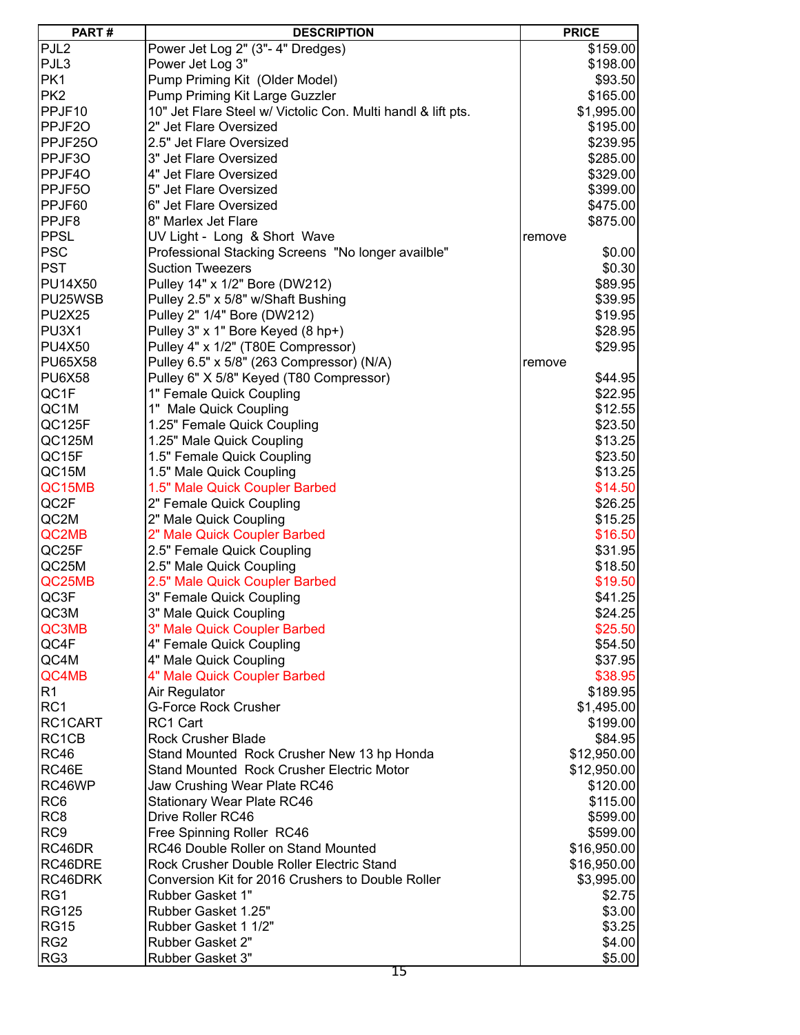| PART # | DESCRIPTION | PRICE |
| --- | --- | --- |
| PJL2 | Power Jet Log 2" (3"- 4" Dredges) | $159.00 |
| PJL3 | Power Jet Log 3" | $198.00 |
| PK1 | Pump Priming Kit (Older Model) | $93.50 |
| PK2 | Pump Priming Kit Large Guzzler | $165.00 |
| PPJF10 | 10" Jet Flare Steel w/ Victolic Con. Multi handl & lift pts. | $1,995.00 |
| PPJF2O | 2" Jet Flare Oversized | $195.00 |
| PPJF25O | 2.5" Jet Flare Oversized | $239.95 |
| PPJF3O | 3" Jet Flare Oversized | $285.00 |
| PPJF4O | 4" Jet Flare Oversized | $329.00 |
| PPJF5O | 5" Jet Flare Oversized | $399.00 |
| PPJF60 | 6" Jet Flare Oversized | $475.00 |
| PPJF8 | 8" Marlex Jet Flare | $875.00 |
| PPSL | UV Light - Long & Short Wave | remove |
| PSC | Professional Stacking Screens "No longer availble" | $0.00 |
| PST | Suction Tweezers | $0.30 |
| PU14X50 | Pulley 14" x 1/2" Bore (DW212) | $89.95 |
| PU25WSB | Pulley 2.5" x 5/8" w/Shaft Bushing | $39.95 |
| PU2X25 | Pulley 2" 1/4" Bore (DW212) | $19.95 |
| PU3X1 | Pulley 3" x 1" Bore Keyed (8 hp+) | $28.95 |
| PU4X50 | Pulley 4" x 1/2" (T80E Compressor) | $29.95 |
| PU65X58 | Pulley 6.5" x 5/8" (263 Compressor) (N/A) | remove |
| PU6X58 | Pulley 6" X 5/8" Keyed (T80 Compressor) | $44.95 |
| QC1F | 1" Female Quick Coupling | $22.95 |
| QC1M | 1" Male Quick Coupling | $12.55 |
| QC125F | 1.25" Female Quick Coupling | $23.50 |
| QC125M | 1.25" Male Quick Coupling | $13.25 |
| QC15F | 1.5" Female Quick Coupling | $23.50 |
| QC15M | 1.5" Male Quick Coupling | $13.25 |
| QC15MB | 1.5" Male Quick Coupler Barbed | $14.50 |
| QC2F | 2" Female Quick Coupling | $26.25 |
| QC2M | 2" Male Quick Coupling | $15.25 |
| QC2MB | 2" Male Quick Coupler Barbed | $16.50 |
| QC25F | 2.5" Female Quick Coupling | $31.95 |
| QC25M | 2.5" Male Quick Coupling | $18.50 |
| QC25MB | 2.5" Male Quick Coupler Barbed | $19.50 |
| QC3F | 3" Female Quick Coupling | $41.25 |
| QC3M | 3" Male Quick Coupling | $24.25 |
| QC3MB | 3" Male Quick Coupler Barbed | $25.50 |
| QC4F | 4" Female Quick Coupling | $54.50 |
| QC4M | 4" Male Quick Coupling | $37.95 |
| QC4MB | 4" Male Quick Coupler Barbed | $38.95 |
| R1 | Air Regulator | $189.95 |
| RC1 | G-Force Rock Crusher | $1,495.00 |
| RC1CART | RC1 Cart | $199.00 |
| RC1CB | Rock Crusher Blade | $84.95 |
| RC46 | Stand Mounted Rock Crusher New 13 hp Honda | $12,950.00 |
| RC46E | Stand Mounted Rock Crusher Electric Motor | $12,950.00 |
| RC46WP | Jaw Crushing Wear Plate RC46 | $120.00 |
| RC6 | Stationary Wear Plate RC46 | $115.00 |
| RC8 | Drive Roller RC46 | $599.00 |
| RC9 | Free Spinning Roller RC46 | $599.00 |
| RC46DR | RC46 Double Roller on Stand Mounted | $16,950.00 |
| RC46DRE | Rock Crusher Double Roller Electric Stand | $16,950.00 |
| RC46DRK | Conversion Kit for 2016 Crushers to Double Roller | $3,995.00 |
| RG1 | Rubber Gasket 1" | $2.75 |
| RG125 | Rubber Gasket 1.25" | $3.00 |
| RG15 | Rubber Gasket 1 1/2" | $3.25 |
| RG2 | Rubber Gasket 2" | $4.00 |
| RG3 | Rubber Gasket 3" | $5.00 |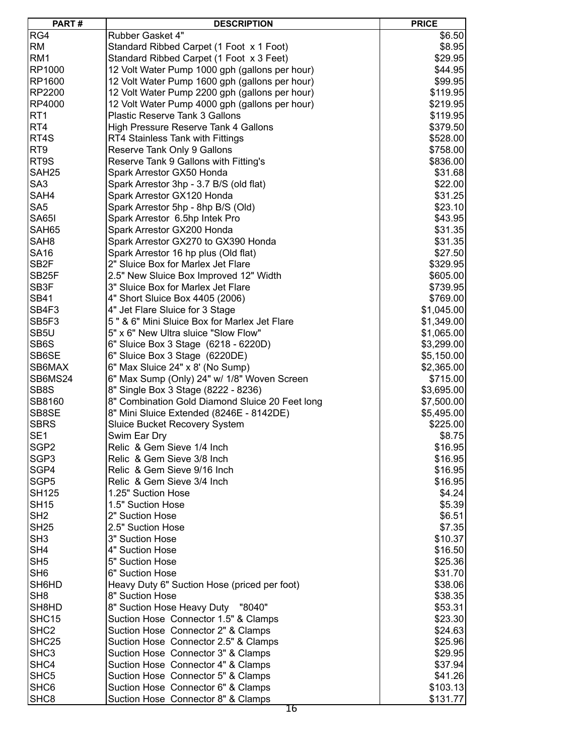| PART # | DESCRIPTION | PRICE |
|---|---|---|
| RG4 | Rubber Gasket 4" | $6.50 |
| RM | Standard Ribbed Carpet (1 Foot x 1 Foot) | $8.95 |
| RM1 | Standard Ribbed Carpet (1 Foot x 3 Feet) | $29.95 |
| RP1000 | 12 Volt Water Pump 1000 gph (gallons per hour) | $44.95 |
| RP1600 | 12 Volt Water Pump 1600 gph (gallons per hour) | $99.95 |
| RP2200 | 12 Volt Water Pump 2200 gph (gallons per hour) | $119.95 |
| RP4000 | 12 Volt Water Pump 4000 gph (gallons per hour) | $219.95 |
| RT1 | Plastic Reserve Tank 3 Gallons | $119.95 |
| RT4 | High Pressure Reserve Tank 4 Gallons | $379.50 |
| RT4S | RT4 Stainless Tank with Fittings | $528.00 |
| RT9 | Reserve Tank Only 9 Gallons | $758.00 |
| RT9S | Reserve Tank 9 Gallons with Fitting's | $836.00 |
| SAH25 | Spark Arrestor GX50 Honda | $31.68 |
| SA3 | Spark Arrestor 3hp - 3.7 B/S (old flat) | $22.00 |
| SAH4 | Spark Arrestor GX120 Honda | $31.25 |
| SA5 | Spark Arrestor 5hp - 8hp B/S (Old) | $23.10 |
| SA65I | Spark Arrestor 6.5hp Intek Pro | $43.95 |
| SAH65 | Spark Arrestor GX200 Honda | $31.35 |
| SAH8 | Spark Arrestor GX270 to GX390 Honda | $31.35 |
| SA16 | Spark Arrestor 16 hp plus (Old flat) | $27.50 |
| SB2F | 2" Sluice Box for Marlex Jet Flare | $329.95 |
| SB25F | 2.5" New Sluice Box Improved 12" Width | $605.00 |
| SB3F | 3" Sluice Box for Marlex Jet Flare | $739.95 |
| SB41 | 4" Short Sluice Box 4405 (2006) | $769.00 |
| SB4F3 | 4" Jet Flare Sluice for 3 Stage | $1,045.00 |
| SB5F3 | 5 " & 6" Mini Sluice Box for Marlex Jet Flare | $1,349.00 |
| SB5U | 5" x 6" New Ultra sluice "Slow Flow" | $1,065.00 |
| SB6S | 6" Sluice Box 3 Stage (6218 - 6220D) | $3,299.00 |
| SB6SE | 6" Sluice Box 3 Stage (6220DE) | $5,150.00 |
| SB6MAX | 6" Max Sluice 24" x 8' (No Sump) | $2,365.00 |
| SB6MS24 | 6" Max Sump (Only) 24" w/ 1/8" Woven Screen | $715.00 |
| SB8S | 8" Single Box 3 Stage (8222 - 8236) | $3,695.00 |
| SB8160 | 8" Combination Gold Diamond Sluice 20 Feet long | $7,500.00 |
| SB8SE | 8" Mini Sluice Extended (8246E - 8142DE) | $5,495.00 |
| SBRS | Sluice Bucket Recovery System | $225.00 |
| SE1 | Swim Ear Dry | $8.75 |
| SGP2 | Relic & Gem Sieve 1/4 Inch | $16.95 |
| SGP3 | Relic & Gem Sieve 3/8 Inch | $16.95 |
| SGP4 | Relic & Gem Sieve 9/16 Inch | $16.95 |
| SGP5 | Relic & Gem Sieve 3/4 Inch | $16.95 |
| SH125 | 1.25" Suction Hose | $4.24 |
| SH15 | 1.5" Suction Hose | $5.39 |
| SH2 | 2" Suction Hose | $6.51 |
| SH25 | 2.5" Suction Hose | $7.35 |
| SH3 | 3" Suction Hose | $10.37 |
| SH4 | 4" Suction Hose | $16.50 |
| SH5 | 5" Suction Hose | $25.36 |
| SH6 | 6" Suction Hose | $31.70 |
| SH6HD | Heavy Duty 6" Suction Hose (priced per foot) | $38.06 |
| SH8 | 8" Suction Hose | $38.35 |
| SH8HD | 8" Suction Hose Heavy Duty "8040" | $53.31 |
| SHC15 | Suction Hose Connector 1.5" & Clamps | $23.30 |
| SHC2 | Suction Hose Connector 2" & Clamps | $24.63 |
| SHC25 | Suction Hose Connector 2.5" & Clamps | $25.96 |
| SHC3 | Suction Hose Connector 3" & Clamps | $29.95 |
| SHC4 | Suction Hose Connector 4" & Clamps | $37.94 |
| SHC5 | Suction Hose Connector 5" & Clamps | $41.26 |
| SHC6 | Suction Hose Connector 6" & Clamps | $103.13 |
| SHC8 | Suction Hose Connector 8" & Clamps | $131.77 |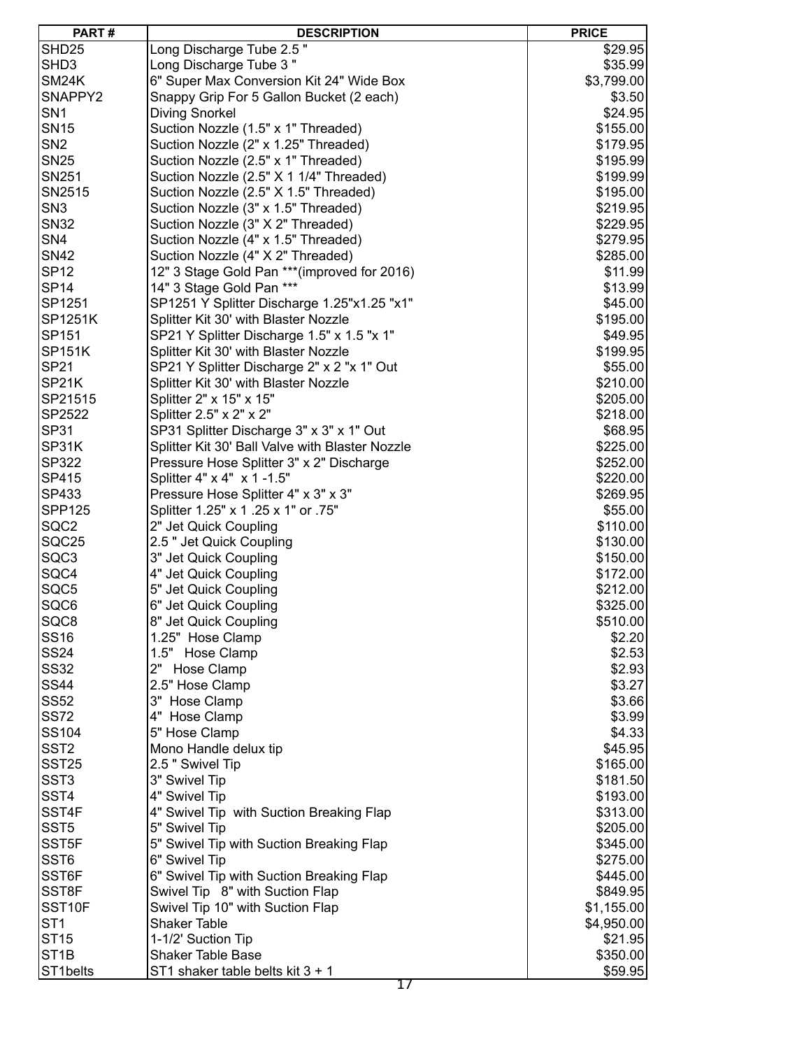| PART # | DESCRIPTION | PRICE |
|---|---|---|
| SHD25 | Long Discharge Tube 2.5 " | $29.95 |
| SHD3 | Long Discharge Tube 3 " | $35.99 |
| SM24K | 6" Super Max Conversion Kit 24" Wide Box | $3,799.00 |
| SNAPPY2 | Snappy Grip For 5 Gallon Bucket (2 each) | $3.50 |
| SN1 | Diving Snorkel | $24.95 |
| SN15 | Suction Nozzle (1.5" x 1" Threaded) | $155.00 |
| SN2 | Suction Nozzle (2" x 1.25" Threaded) | $179.95 |
| SN25 | Suction Nozzle (2.5" x 1" Threaded) | $195.99 |
| SN251 | Suction Nozzle (2.5" X 1 1/4" Threaded) | $199.99 |
| SN2515 | Suction Nozzle (2.5" X 1.5" Threaded) | $195.00 |
| SN3 | Suction Nozzle (3" x 1.5" Threaded) | $219.95 |
| SN32 | Suction Nozzle (3" X 2" Threaded) | $229.95 |
| SN4 | Suction Nozzle (4" x 1.5" Threaded) | $279.95 |
| SN42 | Suction Nozzle (4" X 2" Threaded) | $285.00 |
| SP12 | 12" 3 Stage Gold Pan ***(improved for 2016) | $11.99 |
| SP14 | 14" 3 Stage Gold Pan *** | $13.99 |
| SP1251 | SP1251 Y Splitter Discharge 1.25"x1.25 "x1" | $45.00 |
| SP1251K | Splitter Kit 30' with Blaster Nozzle | $195.00 |
| SP151 | SP21 Y Splitter Discharge 1.5" x 1.5 "x 1" | $49.95 |
| SP151K | Splitter Kit 30' with Blaster Nozzle | $199.95 |
| SP21 | SP21 Y Splitter Discharge 2" x 2 "x 1" Out | $55.00 |
| SP21K | Splitter Kit 30' with Blaster Nozzle | $210.00 |
| SP21515 | Splitter 2" x 15" x 15" | $205.00 |
| SP2522 | Splitter 2.5" x 2" x 2" | $218.00 |
| SP31 | SP31 Splitter Discharge 3" x 3" x 1" Out | $68.95 |
| SP31K | Splitter Kit 30' Ball Valve with Blaster Nozzle | $225.00 |
| SP322 | Pressure Hose Splitter 3" x 2" Discharge | $252.00 |
| SP415 | Splitter 4" x 4" x 1 -1.5" | $220.00 |
| SP433 | Pressure Hose Splitter 4" x 3" x 3" | $269.95 |
| SPP125 | Splitter 1.25" x 1 .25 x 1" or .75" | $55.00 |
| SQC2 | 2" Jet Quick Coupling | $110.00 |
| SQC25 | 2.5 " Jet Quick Coupling | $130.00 |
| SQC3 | 3" Jet Quick Coupling | $150.00 |
| SQC4 | 4" Jet Quick Coupling | $172.00 |
| SQC5 | 5" Jet Quick Coupling | $212.00 |
| SQC6 | 6" Jet Quick Coupling | $325.00 |
| SQC8 | 8" Jet Quick Coupling | $510.00 |
| SS16 | 1.25" Hose Clamp | $2.20 |
| SS24 | 1.5" Hose Clamp | $2.53 |
| SS32 | 2" Hose Clamp | $2.93 |
| SS44 | 2.5" Hose Clamp | $3.27 |
| SS52 | 3" Hose Clamp | $3.66 |
| SS72 | 4" Hose Clamp | $3.99 |
| SS104 | 5" Hose Clamp | $4.33 |
| SST2 | Mono Handle delux tip | $45.95 |
| SST25 | 2.5 " Swivel Tip | $165.00 |
| SST3 | 3" Swivel Tip | $181.50 |
| SST4 | 4" Swivel Tip | $193.00 |
| SST4F | 4" Swivel Tip with Suction Breaking Flap | $313.00 |
| SST5 | 5" Swivel Tip | $205.00 |
| SST5F | 5" Swivel Tip with Suction Breaking Flap | $345.00 |
| SST6 | 6" Swivel Tip | $275.00 |
| SST6F | 6" Swivel Tip with Suction Breaking Flap | $445.00 |
| SST8F | Swivel Tip 8" with Suction Flap | $849.95 |
| SST10F | Swivel Tip 10" with Suction Flap | $1,155.00 |
| ST1 | Shaker Table | $4,950.00 |
| ST15 | 1-1/2' Suction Tip | $21.95 |
| ST1B | Shaker Table Base | $350.00 |
| ST1belts | ST1 shaker table belts kit 3 + 1 | $59.95 |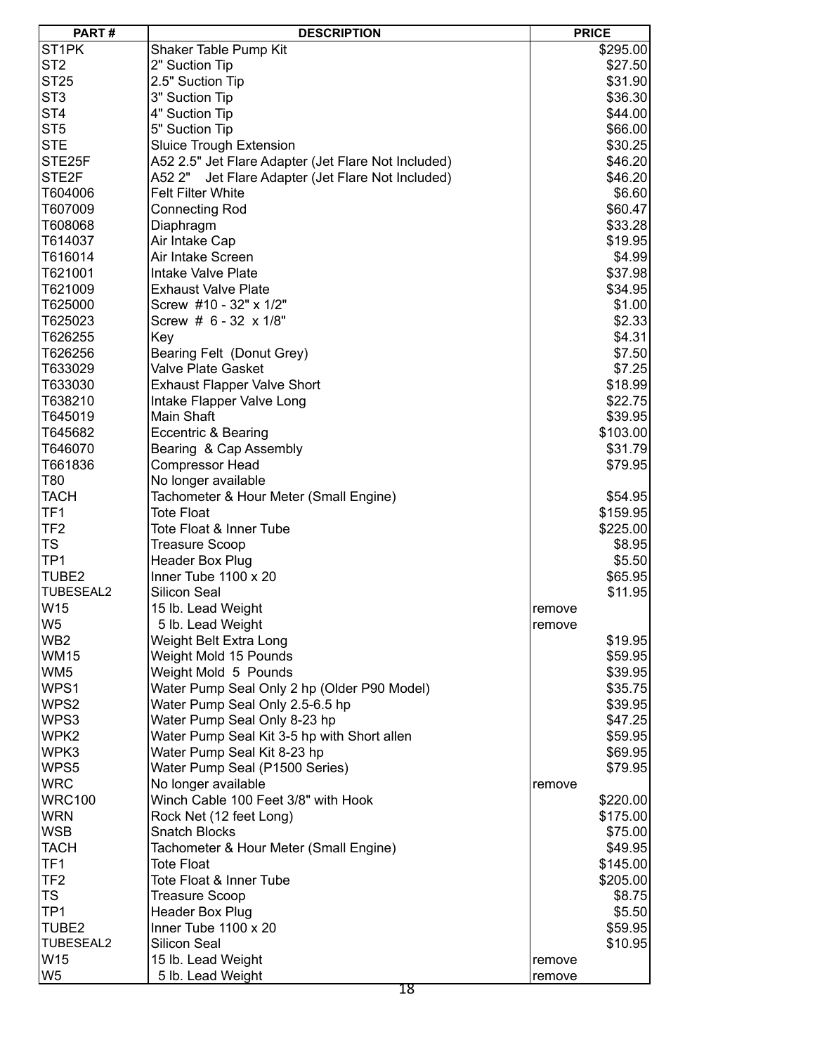| PART # | DESCRIPTION | PRICE |
|---|---|---|
| ST1PK | Shaker Table Pump Kit | $295.00 |
| ST2 | 2" Suction Tip | $27.50 |
| ST25 | 2.5" Suction Tip | $31.90 |
| ST3 | 3" Suction Tip | $36.30 |
| ST4 | 4" Suction Tip | $44.00 |
| ST5 | 5" Suction Tip | $66.00 |
| STE | Sluice Trough Extension | $30.25 |
| STE25F | A52 2.5" Jet Flare Adapter (Jet Flare Not Included) | $46.20 |
| STE2F | A52 2" Jet Flare Adapter (Jet Flare Not Included) | $46.20 |
| T604006 | Felt Filter White | $6.60 |
| T607009 | Connecting Rod | $60.47 |
| T608068 | Diaphragm | $33.28 |
| T614037 | Air Intake Cap | $19.95 |
| T616014 | Air Intake Screen | $4.99 |
| T621001 | Intake Valve Plate | $37.98 |
| T621009 | Exhaust Valve Plate | $34.95 |
| T625000 | Screw #10 - 32" x 1/2" | $1.00 |
| T625023 | Screw # 6 - 32 x 1/8" | $2.33 |
| T626255 | Key | $4.31 |
| T626256 | Bearing Felt (Donut Grey) | $7.50 |
| T633029 | Valve Plate Gasket | $7.25 |
| T633030 | Exhaust Flapper Valve Short | $18.99 |
| T638210 | Intake Flapper Valve Long | $22.75 |
| T645019 | Main Shaft | $39.95 |
| T645682 | Eccentric & Bearing | $103.00 |
| T646070 | Bearing & Cap Assembly | $31.79 |
| T661836 | Compressor Head | $79.95 |
| T80 | No longer available | |
| TACH | Tachometer & Hour Meter (Small Engine) | $54.95 |
| TF1 | Tote Float | $159.95 |
| TF2 | Tote Float & Inner Tube | $225.00 |
| TS | Treasure Scoop | $8.95 |
| TP1 | Header Box Plug | $5.50 |
| TUBE2 | Inner Tube 1100 x 20 | $65.95 |
| TUBESEAL2 | Silicon Seal | $11.95 |
| W15 | 15 lb. Lead Weight | remove |
| W5 | 5 lb. Lead Weight | remove |
| WB2 | Weight Belt Extra Long | $19.95 |
| WM15 | Weight Mold 15 Pounds | $59.95 |
| WM5 | Weight Mold 5 Pounds | $39.95 |
| WPS1 | Water Pump Seal Only 2 hp (Older P90 Model) | $35.75 |
| WPS2 | Water Pump Seal Only 2.5-6.5 hp | $39.95 |
| WPS3 | Water Pump Seal Only 8-23 hp | $47.25 |
| WPK2 | Water Pump Seal Kit 3-5 hp with Short allen | $59.95 |
| WPK3 | Water Pump Seal Kit 8-23 hp | $69.95 |
| WPS5 | Water Pump Seal (P1500 Series) | $79.95 |
| WRC | No longer available | remove |
| WRC100 | Winch Cable 100 Feet 3/8" with Hook | $220.00 |
| WRN | Rock Net (12 feet Long) | $175.00 |
| WSB | Snatch Blocks | $75.00 |
| TACH | Tachometer & Hour Meter (Small Engine) | $49.95 |
| TF1 | Tote Float | $145.00 |
| TF2 | Tote Float & Inner Tube | $205.00 |
| TS | Treasure Scoop | $8.75 |
| TP1 | Header Box Plug | $5.50 |
| TUBE2 | Inner Tube 1100 x 20 | $59.95 |
| TUBESEAL2 | Silicon Seal | $10.95 |
| W15 | 15 lb. Lead Weight | remove |
| W5 | 5 lb. Lead Weight | remove |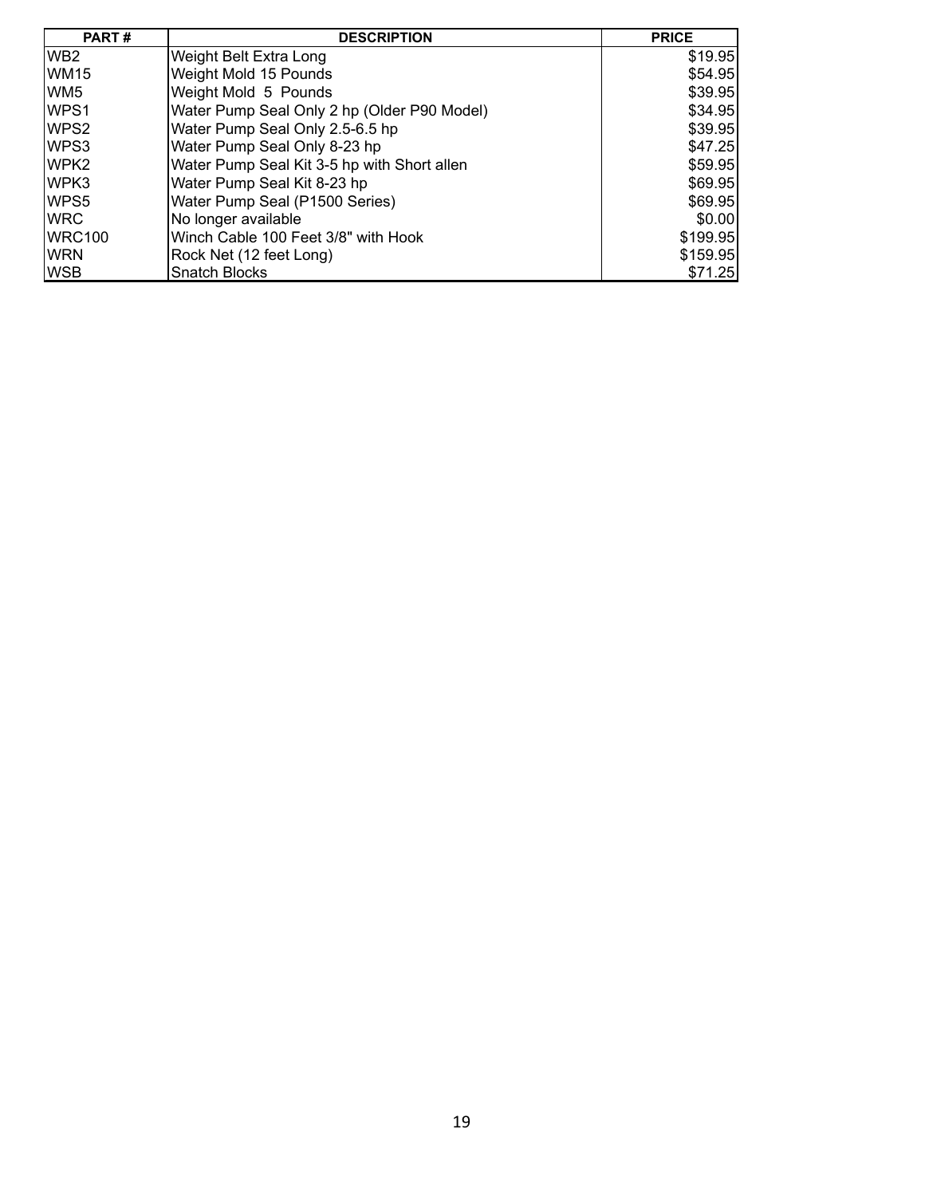| PART # | DESCRIPTION | PRICE |
|---|---|---|
| WB2 | Weight Belt Extra Long | $19.95 |
| WM15 | Weight Mold 15 Pounds | $54.95 |
| WM5 | Weight Mold 5 Pounds | $39.95 |
| WPS1 | Water Pump Seal Only 2 hp (Older P90 Model) | $34.95 |
| WPS2 | Water Pump Seal Only 2.5-6.5 hp | $39.95 |
| WPS3 | Water Pump Seal Only 8-23 hp | $47.25 |
| WPK2 | Water Pump Seal Kit 3-5 hp with Short allen | $59.95 |
| WPK3 | Water Pump Seal Kit 8-23 hp | $69.95 |
| WPS5 | Water Pump Seal (P1500 Series) | $69.95 |
| WRC | No longer available | $0.00 |
| WRC100 | Winch Cable 100 Feet 3/8" with Hook | $199.95 |
| WRN | Rock Net (12 feet Long) | $159.95 |
| WSB | Snatch Blocks | $71.25 |